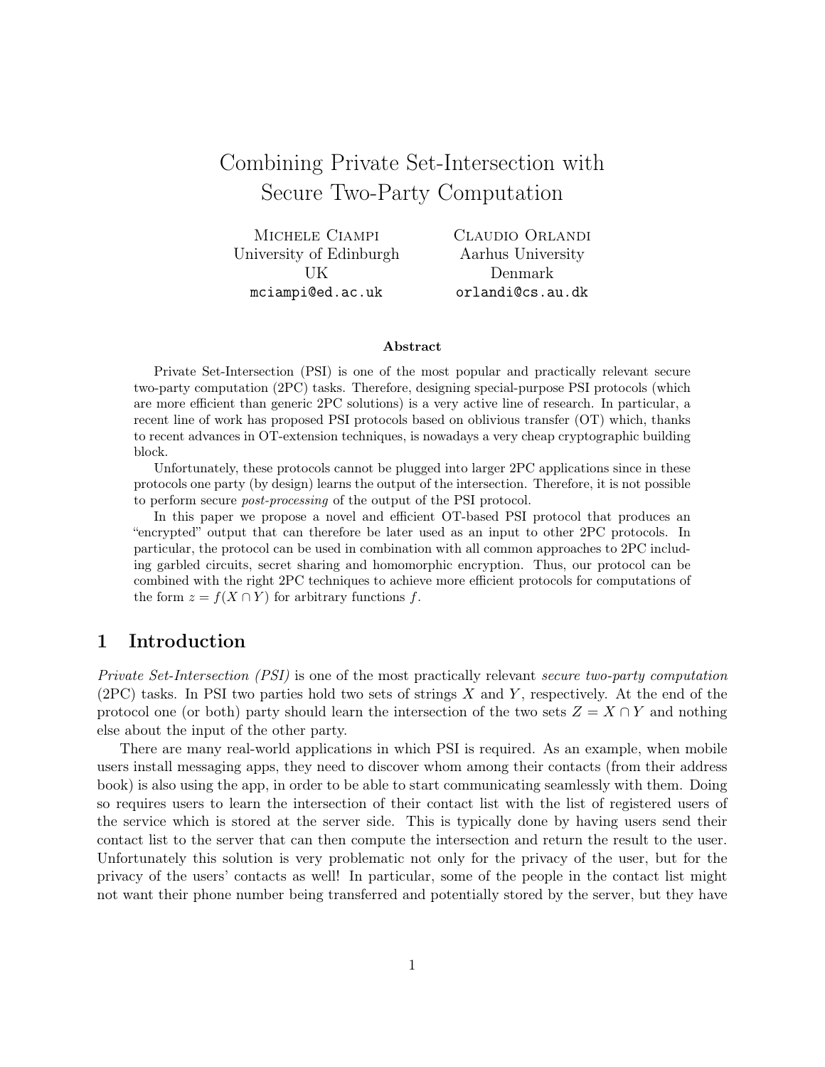# Combining Private Set-Intersection with Secure Two-Party Computation

Michele Ciampi
University of Edinburgh
UK
mciampi@ed.ac.uk

Claudio Orlandi
Aarhus University
Denmark
orlandi@cs.au.dk

**Abstract**

Private Set-Intersection (PSI) is one of the most popular and practically relevant secure two-party computation (2PC) tasks. Therefore, designing special-purpose PSI protocols (which are more efficient than generic 2PC solutions) is a very active line of research. In particular, a recent line of work has proposed PSI protocols based on oblivious transfer (OT) which, thanks to recent advances in OT-extension techniques, is nowadays a very cheap cryptographic building block.

Unfortunately, these protocols cannot be plugged into larger 2PC applications since in these protocols one party (by design) learns the output of the intersection. Therefore, it is not possible to perform secure *post-processing* of the output of the PSI protocol.

In this paper we propose a novel and efficient OT-based PSI protocol that produces an "encrypted" output that can therefore be later used as an input to other 2PC protocols. In particular, the protocol can be used in combination with all common approaches to 2PC including garbled circuits, secret sharing and homomorphic encryption. Thus, our protocol can be combined with the right 2PC techniques to achieve more efficient protocols for computations of the form $z = f(X \cap Y)$ for arbitrary functions $f$.

## 1 Introduction

*Private Set-Intersection (PSI)* is one of the most practically relevant *secure two-party computation* (2PC) tasks. In PSI two parties hold two sets of strings $X$ and $Y$, respectively. At the end of the protocol one (or both) party should learn the intersection of the two sets $Z = X \cap Y$ and nothing else about the input of the other party.

There are many real-world applications in which PSI is required. As an example, when mobile users install messaging apps, they need to discover whom among their contacts (from their address book) is also using the app, in order to be able to start communicating seamlessly with them. Doing so requires users to learn the intersection of their contact list with the list of registered users of the service which is stored at the server side. This is typically done by having users send their contact list to the server that can then compute the intersection and return the result to the user. Unfortunately this solution is very problematic not only for the privacy of the user, but for the privacy of the users' contacts as well! In particular, some of the people in the contact list might not want their phone number being transferred and potentially stored by the server, but they have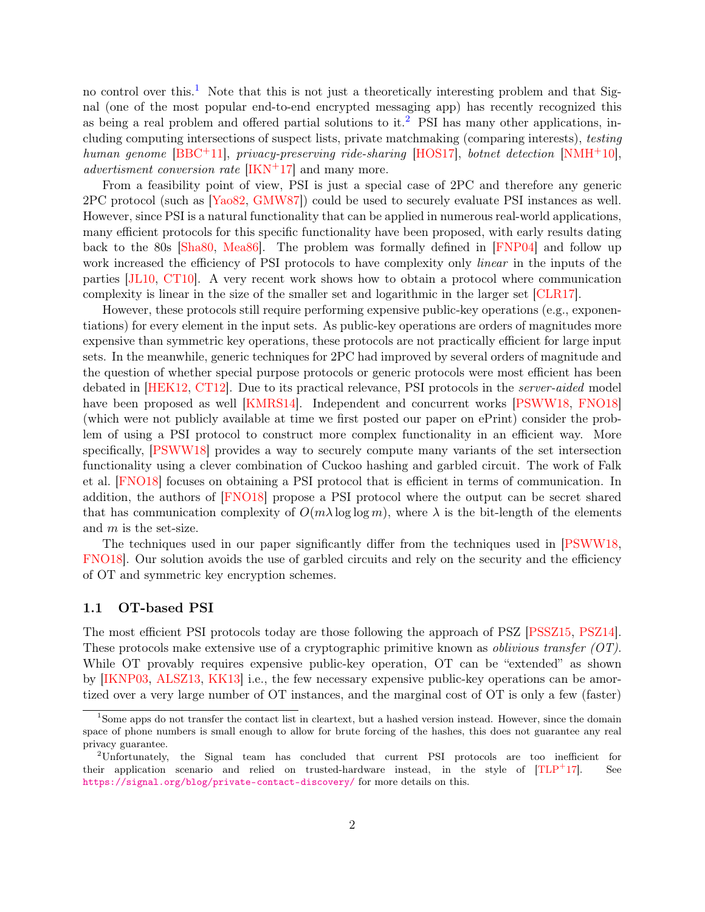no control over this.[1] Note that this is not just a theoretically interesting problem and that Signal (one of the most popular end-to-end encrypted messaging app) has recently recognized this as being a real problem and offered partial solutions to it.[2] PSI has many other applications, including computing intersections of suspect lists, private matchmaking (comparing interests), *testing human genome* [BBC+11], *privacy-preserving ride-sharing* [HOS17], *botnet detection* [NMH+10], *advertisment conversion rate* [IKN+17] and many more.

From a feasibility point of view, PSI is just a special case of 2PC and therefore any generic 2PC protocol (such as [Yao82, GMW87]) could be used to securely evaluate PSI instances as well. However, since PSI is a natural functionality that can be applied in numerous real-world applications, many efficient protocols for this specific functionality have been proposed, with early results dating back to the 80s [Sha80, Mea86]. The problem was formally defined in [FNP04] and follow up work increased the efficiency of PSI protocols to have complexity only *linear* in the inputs of the parties [JL10, CT10]. A very recent work shows how to obtain a protocol where communication complexity is linear in the size of the smaller set and logarithmic in the larger set [CLR17].

However, these protocols still require performing expensive public-key operations (e.g., exponentiations) for every element in the input sets. As public-key operations are orders of magnitudes more expensive than symmetric key operations, these protocols are not practically efficient for large input sets. In the meanwhile, generic techniques for 2PC had improved by several orders of magnitude and the question of whether special purpose protocols or generic protocols were most efficient has been debated in [HEK12, CT12]. Due to its practical relevance, PSI protocols in the *server-aided* model have been proposed as well [KMRS14]. Independent and concurrent works [PSWW18, FNO18] (which were not publicly available at time we first posted our paper on ePrint) consider the problem of using a PSI protocol to construct more complex functionality in an efficient way. More specifically, [PSWW18] provides a way to securely compute many variants of the set intersection functionality using a clever combination of Cuckoo hashing and garbled circuit. The work of Falk et al. [FNO18] focuses on obtaining a PSI protocol that is efficient in terms of communication. In addition, the authors of [FNO18] propose a PSI protocol where the output can be secret shared that has communication complexity of $O(m\lambda \log\log m)$, where $\lambda$ is the bit-length of the elements and $m$ is the set-size.

The techniques used in our paper significantly differ from the techniques used in [PSWW18, FNO18]. Our solution avoids the use of garbled circuits and rely on the security and the efficiency of OT and symmetric key encryption schemes.

### 1.1 OT-based PSI

The most efficient PSI protocols today are those following the approach of PSZ [PSSZ15, PSZ14]. These protocols make extensive use of a cryptographic primitive known as *oblivious transfer (OT)*. While OT provably requires expensive public-key operation, OT can be "extended" as shown by [IKNP03, ALSZ13, KK13] i.e., the few necessary expensive public-key operations can be amortized over a very large number of OT instances, and the marginal cost of OT is only a few (faster)

---

[1] Some apps do not transfer the contact list in cleartext, but a hashed version instead. However, since the domain space of phone numbers is small enough to allow for brute forcing of the hashes, this does not guarantee any real privacy guarantee.

[2] Unfortunately, the Signal team has concluded that current PSI protocols are too inefficient for their application scenario and relied on trusted-hardware instead, in the style of [TLP+17]. See https://signal.org/blog/private-contact-discovery/ for more details on this.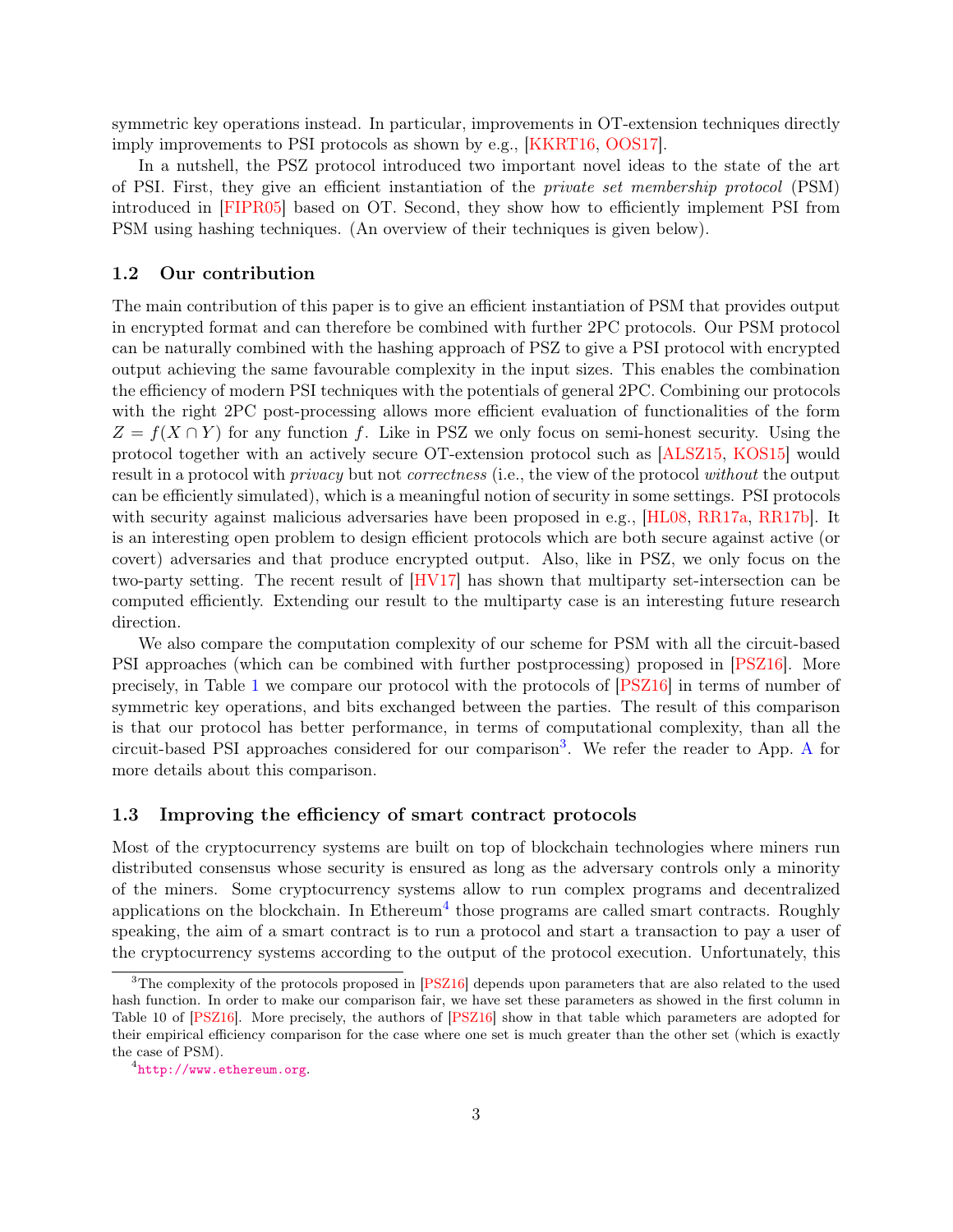symmetric key operations instead. In particular, improvements in OT-extension techniques directly imply improvements to PSI protocols as shown by e.g., [KKRT16, OOS17].

In a nutshell, the PSZ protocol introduced two important novel ideas to the state of the art of PSI. First, they give an efficient instantiation of the *private set membership protocol* (PSM) introduced in [FIPR05] based on OT. Second, they show how to efficiently implement PSI from PSM using hashing techniques. (An overview of their techniques is given below).

### 1.2 Our contribution

The main contribution of this paper is to give an efficient instantiation of PSM that provides output in encrypted format and can therefore be combined with further 2PC protocols. Our PSM protocol can be naturally combined with the hashing approach of PSZ to give a PSI protocol with encrypted output achieving the same favourable complexity in the input sizes. This enables the combination the efficiency of modern PSI techniques with the potentials of general 2PC. Combining our protocols with the right 2PC post-processing allows more efficient evaluation of functionalities of the form $Z = f(X \cap Y)$ for any function $f$. Like in PSZ we only focus on semi-honest security. Using the protocol together with an actively secure OT-extension protocol such as [ALSZ15, KOS15] would result in a protocol with *privacy* but not *correctness* (i.e., the view of the protocol *without* the output can be efficiently simulated), which is a meaningful notion of security in some settings. PSI protocols with security against malicious adversaries have been proposed in e.g., [HL08, RR17a, RR17b]. It is an interesting open problem to design efficient protocols which are both secure against active (or covert) adversaries and that produce encrypted output. Also, like in PSZ, we only focus on the two-party setting. The recent result of [HV17] has shown that multiparty set-intersection can be computed efficiently. Extending our result to the multiparty case is an interesting future research direction.

We also compare the computation complexity of our scheme for PSM with all the circuit-based PSI approaches (which can be combined with further postprocessing) proposed in [PSZ16]. More precisely, in Table 1 we compare our protocol with the protocols of [PSZ16] in terms of number of symmetric key operations, and bits exchanged between the parties. The result of this comparison is that our protocol has better performance, in terms of computational complexity, than all the circuit-based PSI approaches considered for our comparison[3]. We refer the reader to App. A for more details about this comparison.

### 1.3 Improving the efficiency of smart contract protocols

Most of the cryptocurrency systems are built on top of blockchain technologies where miners run distributed consensus whose security is ensured as long as the adversary controls only a minority of the miners. Some cryptocurrency systems allow to run complex programs and decentralized applications on the blockchain. In Ethereum[4] those programs are called smart contracts. Roughly speaking, the aim of a smart contract is to run a protocol and start a transaction to pay a user of the cryptocurrency systems according to the output of the protocol execution. Unfortunately, this

---

[3] The complexity of the protocols proposed in [PSZ16] depends upon parameters that are also related to the used hash function. In order to make our comparison fair, we have set these parameters as showed in the first column in Table 10 of [PSZ16]. More precisely, the authors of [PSZ16] show in that table which parameters are adopted for their empirical efficiency comparison for the case where one set is much greater than the other set (which is exactly the case of PSM).

[4] http://www.ethereum.org.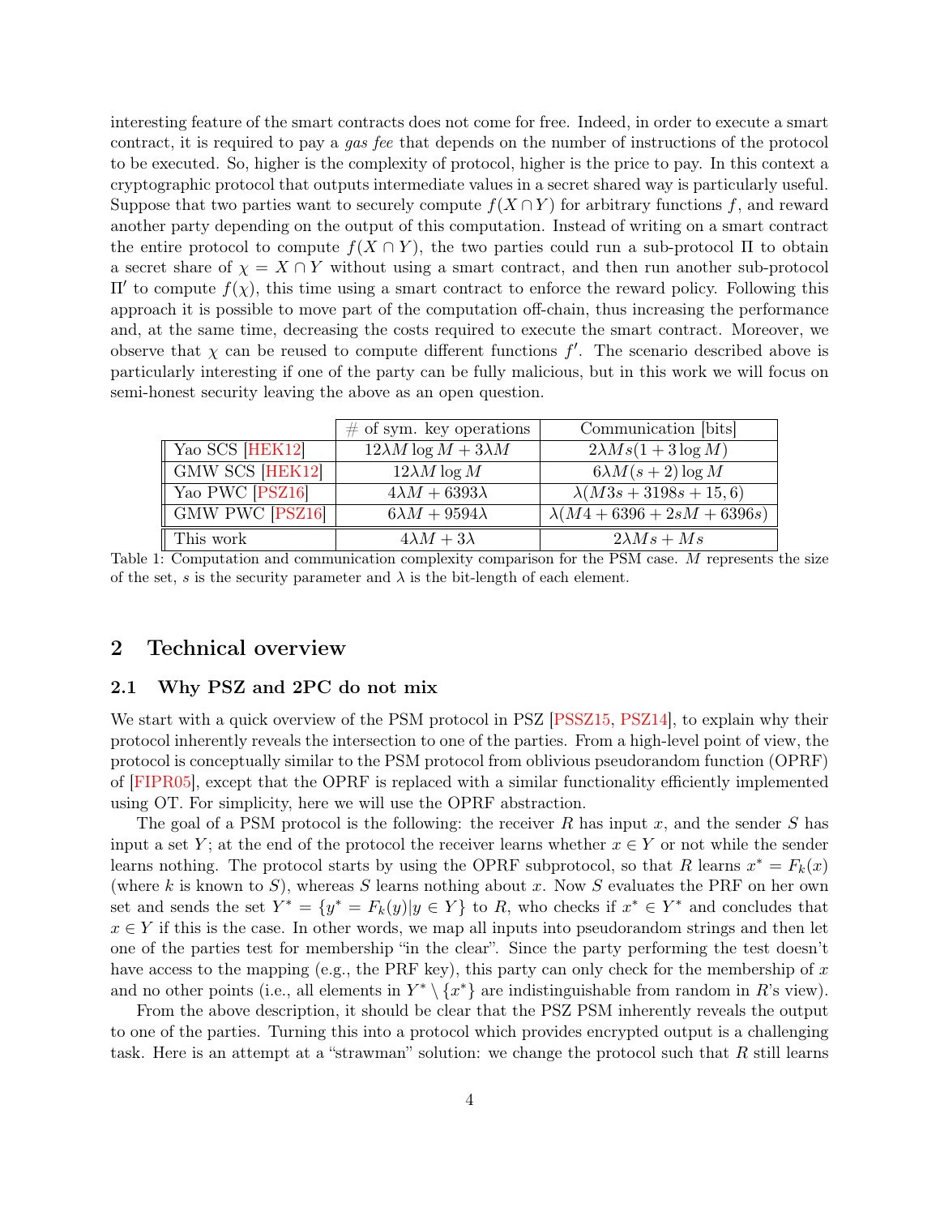interesting feature of the smart contracts does not come for free. Indeed, in order to execute a smart contract, it is required to pay a *gas fee* that depends on the number of instructions of the protocol to be executed. So, higher is the complexity of protocol, higher is the price to pay. In this context a cryptographic protocol that outputs intermediate values in a secret shared way is particularly useful. Suppose that two parties want to securely compute $f(X \cap Y)$ for arbitrary functions $f$, and reward another party depending on the output of this computation. Instead of writing on a smart contract the entire protocol to compute $f(X \cap Y)$, the two parties could run a sub-protocol $\Pi$ to obtain a secret share of $\chi = X \cap Y$ without using a smart contract, and then run another sub-protocol $\Pi'$ to compute $f(\chi)$, this time using a smart contract to enforce the reward policy. Following this approach it is possible to move part of the computation off-chain, thus increasing the performance and, at the same time, decreasing the costs required to execute the smart contract. Moreover, we observe that $\chi$ can be reused to compute different functions $f'$. The scenario described above is particularly interesting if one of the party can be fully malicious, but in this work we will focus on semi-honest security leaving the above as an open question.

| | # of sym. key operations | Communication [bits] |
|---|---|---|
| Yao SCS [HEK12] | $12\lambda M \log M + 3\lambda M$ | $2\lambda M s(1 + 3\log M)$ |
| GMW SCS [HEK12] | $12\lambda M \log M$ | $6\lambda M(s+2)\log M$ |
| Yao PWC [PSZ16] | $4\lambda M + 6393\lambda$ | $\lambda(M3s + 3198s + 15, 6)$ |
| GMW PWC [PSZ16] | $6\lambda M + 9594\lambda$ | $\lambda(M4 + 6396 + 2sM + 6396s)$ |
| This work | $4\lambda M + 3\lambda$ | $2\lambda M s + Ms$ |

Table 1: Computation and communication complexity comparison for the PSM case. $M$ represents the size of the set, $s$ is the security parameter and $\lambda$ is the bit-length of each element.

## 2 Technical overview

### 2.1 Why PSZ and 2PC do not mix

We start with a quick overview of the PSM protocol in PSZ [PSSZ15, PSZ14], to explain why their protocol inherently reveals the intersection to one of the parties. From a high-level point of view, the protocol is conceptually similar to the PSM protocol from oblivious pseudorandom function (OPRF) of [FIPR05], except that the OPRF is replaced with a similar functionality efficiently implemented using OT. For simplicity, here we will use the OPRF abstraction.

The goal of a PSM protocol is the following: the receiver $R$ has input $x$, and the sender $S$ has input a set $Y$; at the end of the protocol the receiver learns whether $x \in Y$ or not while the sender learns nothing. The protocol starts by using the OPRF subprotocol, so that $R$ learns $x^* = F_k(x)$ (where $k$ is known to $S$), whereas $S$ learns nothing about $x$. Now $S$ evaluates the PRF on her own set and sends the set $Y^* = \{y^* = F_k(y) | y \in Y\}$ to $R$, who checks if $x^* \in Y^*$ and concludes that $x \in Y$ if this is the case. In other words, we map all inputs into pseudorandom strings and then let one of the parties test for membership "in the clear". Since the party performing the test doesn't have access to the mapping (e.g., the PRF key), this party can only check for the membership of $x$ and no other points (i.e., all elements in $Y^* \setminus \{x^*\}$ are indistinguishable from random in $R$'s view).

From the above description, it should be clear that the PSZ PSM inherently reveals the output to one of the parties. Turning this into a protocol which provides encrypted output is a challenging task. Here is an attempt at a "strawman" solution: we change the protocol such that $R$ still learns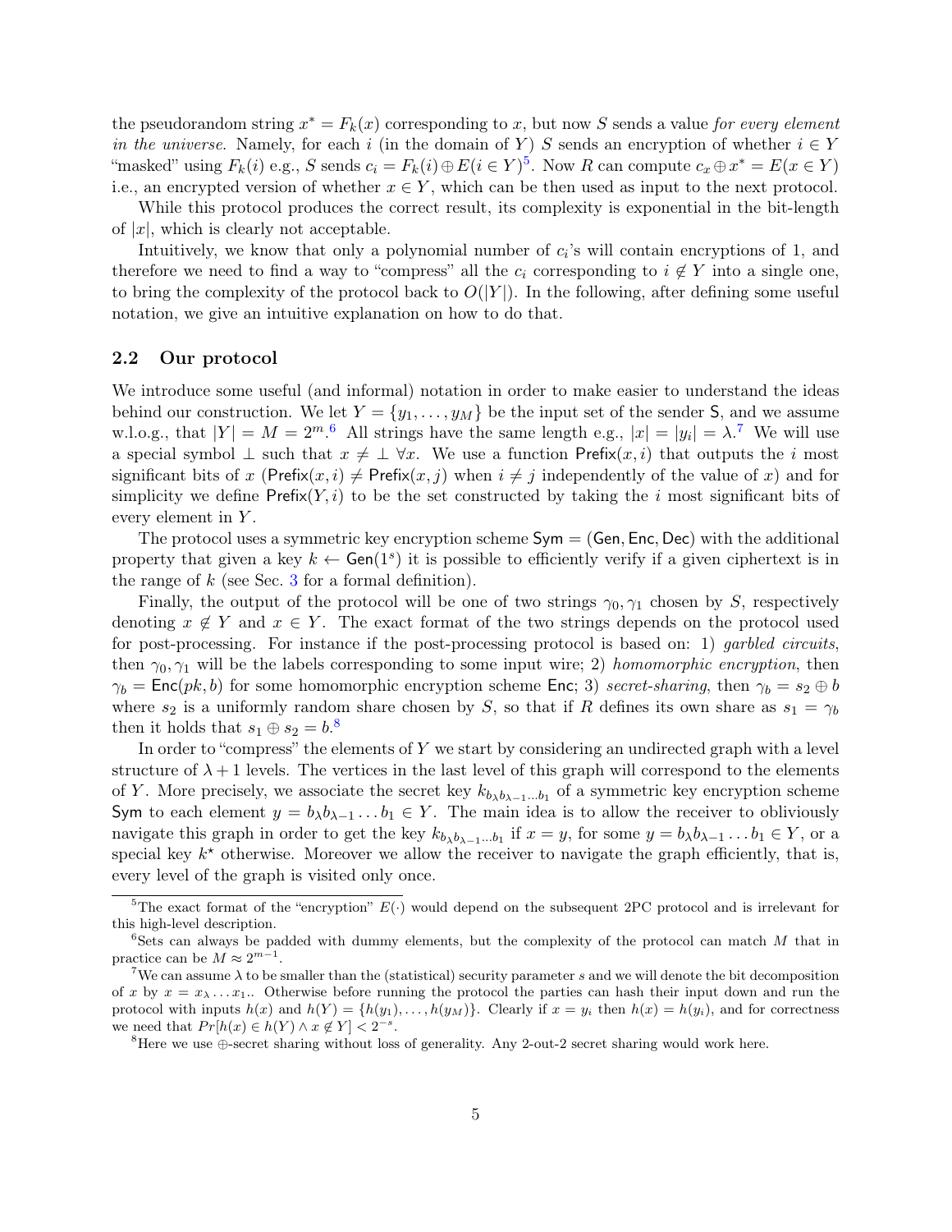the pseudorandom string $x^* = F_k(x)$ corresponding to $x$, but now $S$ sends a value *for every element in the universe.* Namely, for each $i$ (in the domain of $Y$) $S$ sends an encryption of whether $i \in Y$ "masked" using $F_k(i)$ e.g., $S$ sends $c_i = F_k(i) \oplus E(i \in Y)$[5]. Now $R$ can compute $c_x \oplus x^* = E(x \in Y)$ i.e., an encrypted version of whether $x \in Y$, which can be then used as input to the next protocol.

While this protocol produces the correct result, its complexity is exponential in the bit-length of $|x|$, which is clearly not acceptable.

Intuitively, we know that only a polynomial number of $c_i$'s will contain encryptions of 1, and therefore we need to find a way to "compress" all the $c_i$ corresponding to $i \notin Y$ into a single one, to bring the complexity of the protocol back to $O(|Y|)$. In the following, after defining some useful notation, we give an intuitive explanation on how to do that.

## 2.2 Our protocol

We introduce some useful (and informal) notation in order to make easier to understand the ideas behind our construction. We let $Y = \{y_1, \ldots, y_M\}$ be the input set of the sender $\mathsf{S}$, and we assume w.l.o.g., that $|Y| = M = 2^m$.[6] All strings have the same length e.g., $|x| = |y_i| = \lambda$.[7] We will use a special symbol $\perp$ such that $x \neq \perp \; \forall x$. We use a function $\mathsf{Prefix}(x, i)$ that outputs the $i$ most significant bits of $x$ ($\mathsf{Prefix}(x, i) \neq \mathsf{Prefix}(x, j)$ when $i \neq j$ independently of the value of $x$) and for simplicity we define $\mathsf{Prefix}(Y, i)$ to be the set constructed by taking the $i$ most significant bits of every element in $Y$.

The protocol uses a symmetric key encryption scheme $\mathsf{Sym} = (\mathsf{Gen}, \mathsf{Enc}, \mathsf{Dec})$ with the additional property that given a key $k \leftarrow \mathsf{Gen}(1^s)$ it is possible to efficiently verify if a given ciphertext is in the range of $k$ (see Sec. 3 for a formal definition).

Finally, the output of the protocol will be one of two strings $\gamma_0, \gamma_1$ chosen by $S$, respectively denoting $x \notin Y$ and $x \in Y$. The exact format of the two strings depends on the protocol used for post-processing. For instance if the post-processing protocol is based on: 1) *garbled circuits*, then $\gamma_0, \gamma_1$ will be the labels corresponding to some input wire; 2) *homomorphic encryption*, then $\gamma_b = \mathsf{Enc}(pk, b)$ for some homomorphic encryption scheme $\mathsf{Enc}$; 3) *secret-sharing*, then $\gamma_b = s_2 \oplus b$ where $s_2$ is a uniformly random share chosen by $S$, so that if $R$ defines its own share as $s_1 = \gamma_b$ then it holds that $s_1 \oplus s_2 = b$.[8]

In order to "compress" the elements of $Y$ we start by considering an undirected graph with a level structure of $\lambda + 1$ levels. The vertices in the last level of this graph will correspond to the elements of $Y$. More precisely, we associate the secret key $k_{b_\lambda b_{\lambda-1} \ldots b_1}$ of a symmetric key encryption scheme $\mathsf{Sym}$ to each element $y = b_\lambda b_{\lambda-1} \ldots b_1 \in Y$. The main idea is to allow the receiver to obliviously navigate this graph in order to get the key $k_{b_\lambda b_{\lambda-1} \ldots b_1}$ if $x = y$, for some $y = b_\lambda b_{\lambda-1} \ldots b_1 \in Y$, or a special key $k^\star$ otherwise. Moreover we allow the receiver to navigate the graph efficiently, that is, every level of the graph is visited only once.

---

[5] The exact format of the "encryption" $E(\cdot)$ would depend on the subsequent 2PC protocol and is irrelevant for this high-level description.

[6] Sets can always be padded with dummy elements, but the complexity of the protocol can match $M$ that in practice can be $M \approx 2^{m-1}$.

[7] We can assume $\lambda$ to be smaller than the (statistical) security parameter $s$ and we will denote the bit decomposition of $x$ by $x = x_\lambda \ldots x_1$.. Otherwise before running the protocol the parties can hash their input down and run the protocol with inputs $h(x)$ and $h(Y) = \{h(y_1), \ldots, h(y_M)\}$. Clearly if $x = y_i$ then $h(x) = h(y_i)$, and for correctness we need that $Pr[h(x) \in h(Y) \wedge x \notin Y] < 2^{-s}$.

[8] Here we use $\oplus$-secret sharing without loss of generality. Any 2-out-2 secret sharing would work here.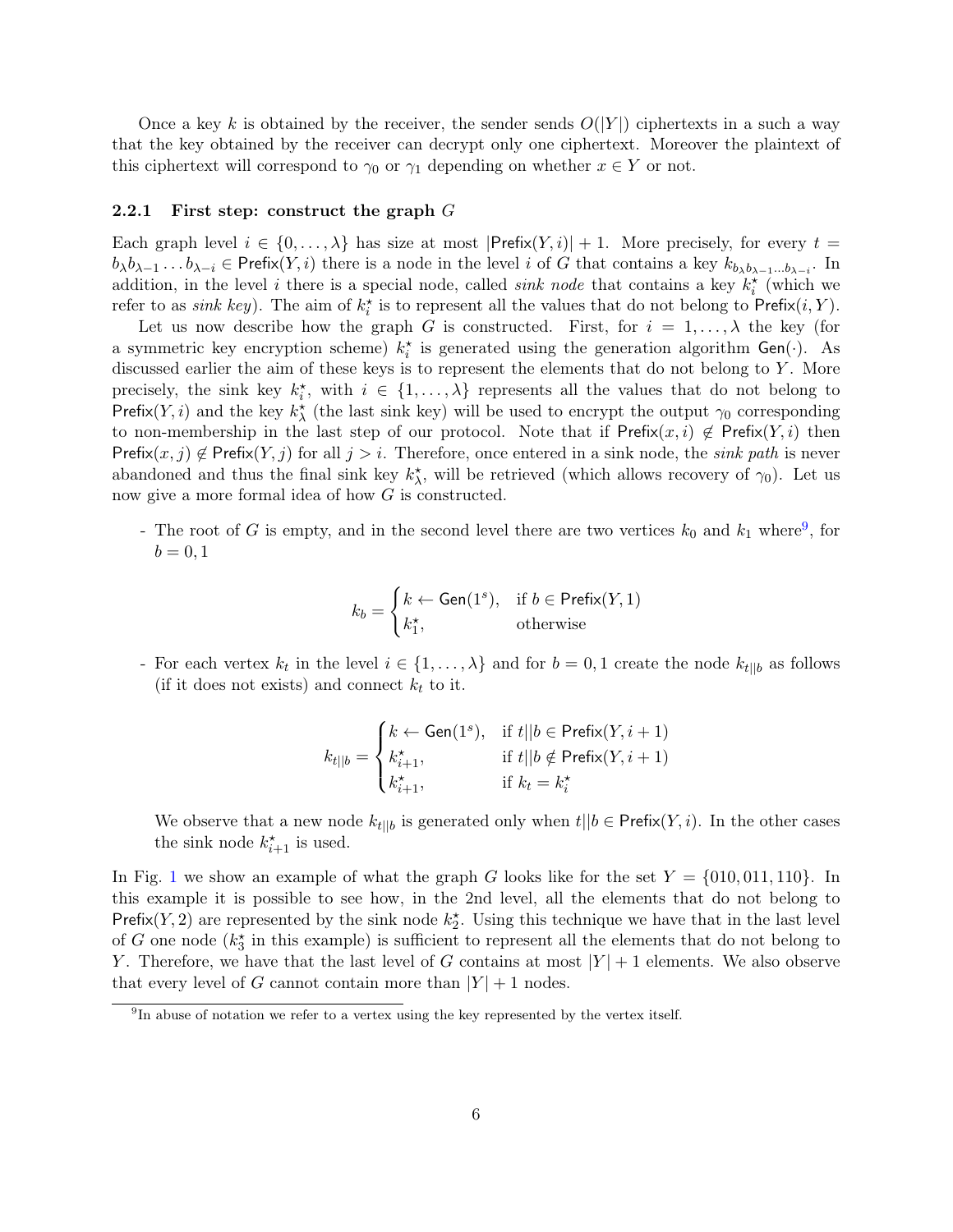Once a key $k$ is obtained by the receiver, the sender sends $O(|Y|)$ ciphertexts in a such a way that the key obtained by the receiver can decrypt only one ciphertext. Moreover the plaintext of this ciphertext will correspond to $\gamma_0$ or $\gamma_1$ depending on whether $x \in Y$ or not.

### 2.2.1 First step: construct the graph $G$

Each graph level $i \in \{0, \ldots, \lambda\}$ has size at most $|\mathsf{Prefix}(Y, i)| + 1$. More precisely, for every $t = b_\lambda b_{\lambda-1} \ldots b_{\lambda-i} \in \mathsf{Prefix}(Y, i)$ there is a node in the level $i$ of $G$ that contains a key $k_{b_\lambda b_{\lambda-1} \ldots b_{\lambda-i}}$. In addition, in the level $i$ there is a special node, called *sink node* that contains a key $k_i^\star$ (which we refer to as *sink key*). The aim of $k_i^\star$ is to represent all the values that do not belong to $\mathsf{Prefix}(i, Y)$.

Let us now describe how the graph $G$ is constructed. First, for $i = 1, \ldots, \lambda$ the key (for a symmetric key encryption scheme) $k_i^\star$ is generated using the generation algorithm $\mathsf{Gen}(\cdot)$. As discussed earlier the aim of these keys is to represent the elements that do not belong to $Y$. More precisely, the sink key $k_i^\star$, with $i \in \{1, \ldots, \lambda\}$ represents all the values that do not belong to $\mathsf{Prefix}(Y, i)$ and the key $k_\lambda^\star$ (the last sink key) will be used to encrypt the output $\gamma_0$ corresponding to non-membership in the last step of our protocol. Note that if $\mathsf{Prefix}(x, i) \notin \mathsf{Prefix}(Y, i)$ then $\mathsf{Prefix}(x, j) \notin \mathsf{Prefix}(Y, j)$ for all $j > i$. Therefore, once entered in a sink node, the *sink path* is never abandoned and thus the final sink key $k_\lambda^\star$, will be retrieved (which allows recovery of $\gamma_0$). Let us now give a more formal idea of how $G$ is constructed.

- The root of $G$ is empty, and in the second level there are two vertices $k_0$ and $k_1$ where[9], for $b = 0, 1$

$$k_b = \begin{cases} k \leftarrow \mathsf{Gen}(1^s), & \text{if } b \in \mathsf{Prefix}(Y, 1) \\ k_1^\star, & \text{otherwise} \end{cases}$$

- For each vertex $k_t$ in the level $i \in \{1, \ldots, \lambda\}$ and for $b = 0, 1$ create the node $k_{t||b}$ as follows (if it does not exists) and connect $k_t$ to it.

$$k_{t||b} = \begin{cases} k \leftarrow \mathsf{Gen}(1^s), & \text{if } t||b \in \mathsf{Prefix}(Y, i+1) \\ k_{i+1}^\star, & \text{if } t||b \notin \mathsf{Prefix}(Y, i+1) \\ k_{i+1}^\star, & \text{if } k_t = k_i^\star \end{cases}$$

  We observe that a new node $k_{t||b}$ is generated only when $t||b \in \mathsf{Prefix}(Y, i)$. In the other cases the sink node $k_{i+1}^\star$ is used.

In Fig. 1 we show an example of what the graph $G$ looks like for the set $Y = \{010, 011, 110\}$. In this example it is possible to see how, in the 2nd level, all the elements that do not belong to $\mathsf{Prefix}(Y, 2)$ are represented by the sink node $k_2^\star$. Using this technique we have that in the last level of $G$ one node ($k_3^\star$ in this example) is sufficient to represent all the elements that do not belong to $Y$. Therefore, we have that the last level of $G$ contains at most $|Y| + 1$ elements. We also observe that every level of $G$ cannot contain more than $|Y| + 1$ nodes.

[9] In abuse of notation we refer to a vertex using the key represented by the vertex itself.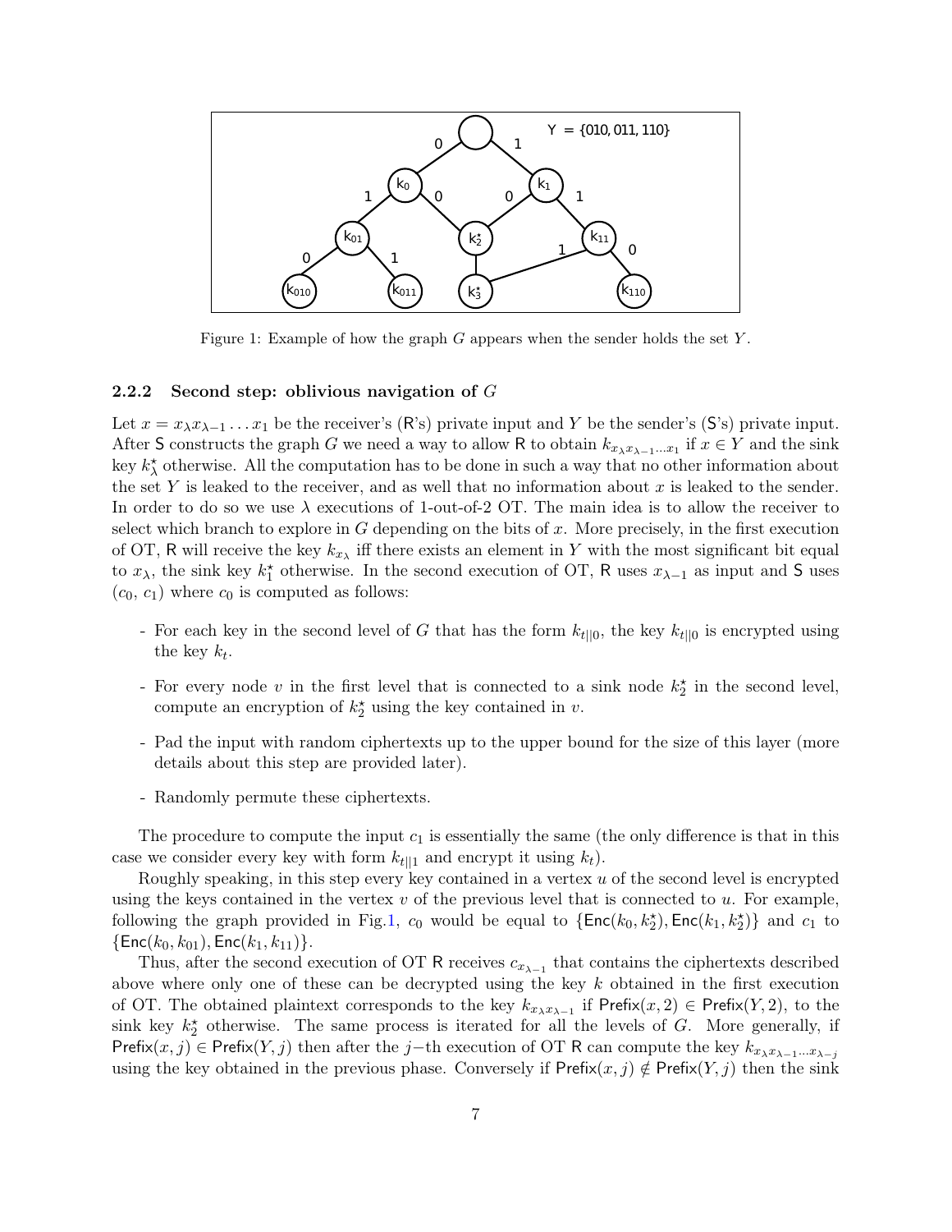Figure 1: Example of how the graph $G$ appears when the sender holds the set $Y$.

#### 2.2.2 Second step: oblivious navigation of $G$

Let $x = x_\lambda x_{\lambda-1} \dots x_1$ be the receiver's (R's) private input and $Y$ be the sender's (S's) private input. After S constructs the graph $G$ we need a way to allow R to obtain $k_{x_\lambda x_{\lambda-1} \dots x_1}$ if $x \in Y$ and the sink key $k^\star_\lambda$ otherwise. All the computation has to be done in such a way that no other information about the set $Y$ is leaked to the receiver, and as well that no information about $x$ is leaked to the sender. In order to do so we use $\lambda$ executions of 1-out-of-2 OT. The main idea is to allow the receiver to select which branch to explore in $G$ depending on the bits of $x$. More precisely, in the first execution of OT, R will receive the key $k_{x_\lambda}$ iff there exists an element in $Y$ with the most significant bit equal to $x_\lambda$, the sink key $k^\star_1$ otherwise. In the second execution of OT, R uses $x_{\lambda-1}$ as input and S uses $(c_0, c_1)$ where $c_0$ is computed as follows:

- For each key in the second level of $G$ that has the form $k_{t||0}$, the key $k_{t||0}$ is encrypted using the key $k_t$.
- For every node $v$ in the first level that is connected to a sink node $k^\star_2$ in the second level, compute an encryption of $k^\star_2$ using the key contained in $v$.
- Pad the input with random ciphertexts up to the upper bound for the size of this layer (more details about this step are provided later).
- Randomly permute these ciphertexts.

The procedure to compute the input $c_1$ is essentially the same (the only difference is that in this case we consider every key with form $k_{t||1}$ and encrypt it using $k_t$).

Roughly speaking, in this step every key contained in a vertex $u$ of the second level is encrypted using the keys contained in the vertex $v$ of the previous level that is connected to $u$. For example, following the graph provided in Fig.1, $c_0$ would be equal to $\{\mathsf{Enc}(k_0, k^\star_2), \mathsf{Enc}(k_1, k^\star_2)\}$ and $c_1$ to $\{\mathsf{Enc}(k_0, k_{01}), \mathsf{Enc}(k_1, k_{11})\}$.

Thus, after the second execution of OT R receives $c_{x_{\lambda-1}}$ that contains the ciphertexts described above where only one of these can be decrypted using the key $k$ obtained in the first execution of OT. The obtained plaintext corresponds to the key $k_{x_\lambda x_{\lambda-1}}$ if $\mathsf{Prefix}(x, 2) \in \mathsf{Prefix}(Y, 2)$, to the sink key $k^\star_2$ otherwise. The same process is iterated for all the levels of $G$. More generally, if $\mathsf{Prefix}(x, j) \in \mathsf{Prefix}(Y, j)$ then after the $j-$th execution of OT R can compute the key $k_{x_\lambda x_{\lambda-1} \dots x_{\lambda-j}}$ using the key obtained in the previous phase. Conversely if $\mathsf{Prefix}(x, j) \notin \mathsf{Prefix}(Y, j)$ then the sink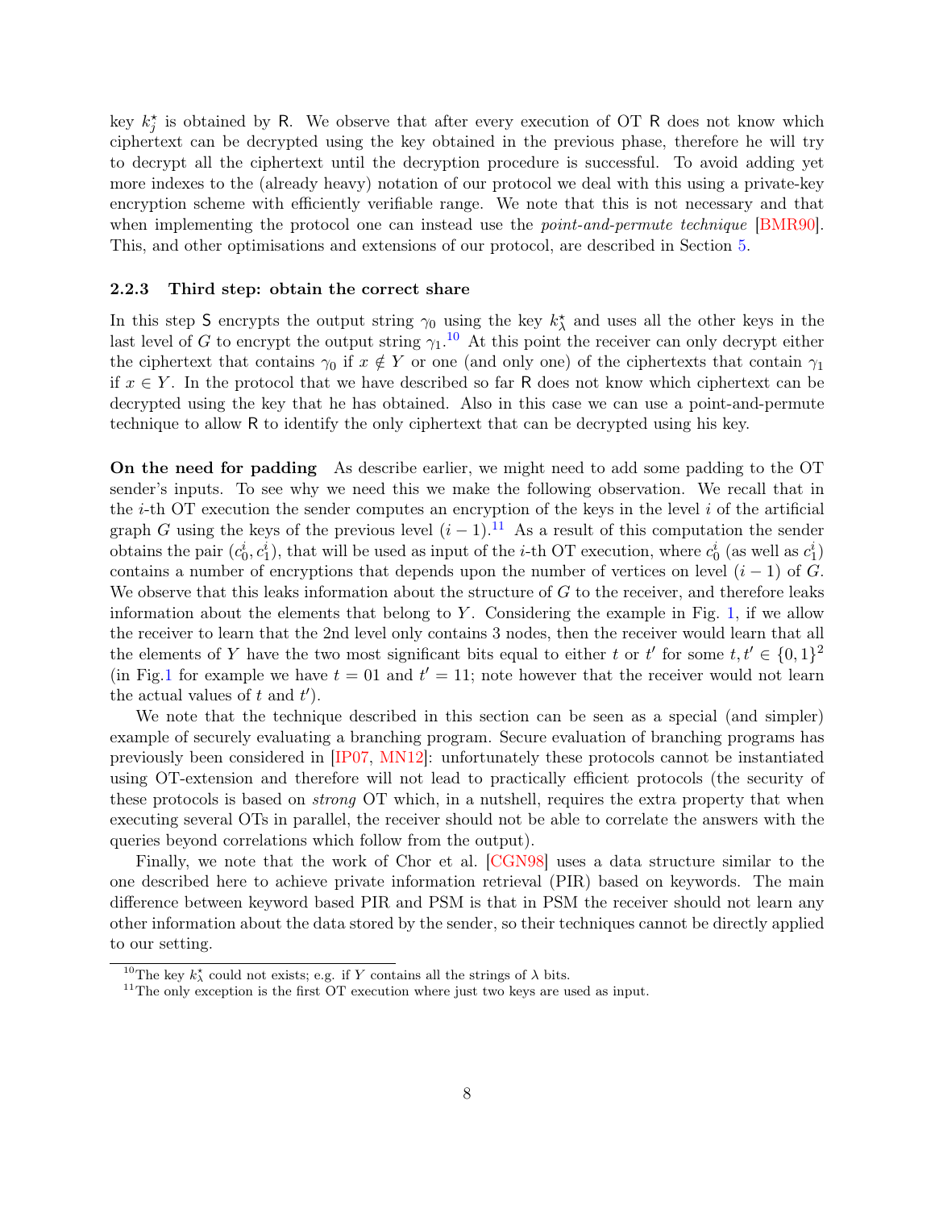key $k_j^\star$ is obtained by $\mathsf{R}$. We observe that after every execution of OT $\mathsf{R}$ does not know which ciphertext can be decrypted using the key obtained in the previous phase, therefore he will try to decrypt all the ciphertext until the decryption procedure is successful. To avoid adding yet more indexes to the (already heavy) notation of our protocol we deal with this using a private-key encryption scheme with efficiently verifiable range. We note that this is not necessary and that when implementing the protocol one can instead use the *point-and-permute technique* [BMR90]. This, and other optimisations and extensions of our protocol, are described in Section 5.

#### 2.2.3 Third step: obtain the correct share

In this step $\mathsf{S}$ encrypts the output string $\gamma_0$ using the key $k_\lambda^\star$ and uses all the other keys in the last level of $G$ to encrypt the output string $\gamma_1$.[10] At this point the receiver can only decrypt either the ciphertext that contains $\gamma_0$ if $x \notin Y$ or one (and only one) of the ciphertexts that contain $\gamma_1$ if $x \in Y$. In the protocol that we have described so far $\mathsf{R}$ does not know which ciphertext can be decrypted using the key that he has obtained. Also in this case we can use a point-and-permute technique to allow $\mathsf{R}$ to identify the only ciphertext that can be decrypted using his key.

**On the need for padding** As describe earlier, we might need to add some padding to the OT sender's inputs. To see why we need this we make the following observation. We recall that in the $i$-th OT execution the sender computes an encryption of the keys in the level $i$ of the artificial graph $G$ using the keys of the previous level $(i-1)$.[11] As a result of this computation the sender obtains the pair $(c_0^i, c_1^i)$, that will be used as input of the $i$-th OT execution, where $c_0^i$ (as well as $c_1^i$) contains a number of encryptions that depends upon the number of vertices on level $(i-1)$ of $G$. We observe that this leaks information about the structure of $G$ to the receiver, and therefore leaks information about the elements that belong to $Y$. Considering the example in Fig. 1, if we allow the receiver to learn that the 2nd level only contains 3 nodes, then the receiver would learn that all the elements of $Y$ have the two most significant bits equal to either $t$ or $t'$ for some $t, t' \in \{0,1\}^2$ (in Fig.1 for example we have $t = 01$ and $t' = 11$; note however that the receiver would not learn the actual values of $t$ and $t'$).

We note that the technique described in this section can be seen as a special (and simpler) example of securely evaluating a branching program. Secure evaluation of branching programs has previously been considered in [IP07, MN12]: unfortunately these protocols cannot be instantiated using OT-extension and therefore will not lead to practically efficient protocols (the security of these protocols is based on *strong* OT which, in a nutshell, requires the extra property that when executing several OTs in parallel, the receiver should not be able to correlate the answers with the queries beyond correlations which follow from the output).

Finally, we note that the work of Chor et al. [CGN98] uses a data structure similar to the one described here to achieve private information retrieval (PIR) based on keywords. The main difference between keyword based PIR and PSM is that in PSM the receiver should not learn any other information about the data stored by the sender, so their techniques cannot be directly applied to our setting.

[10] The key $k_\lambda^\star$ could not exists; e.g. if $Y$ contains all the strings of $\lambda$ bits.

[11] The only exception is the first OT execution where just two keys are used as input.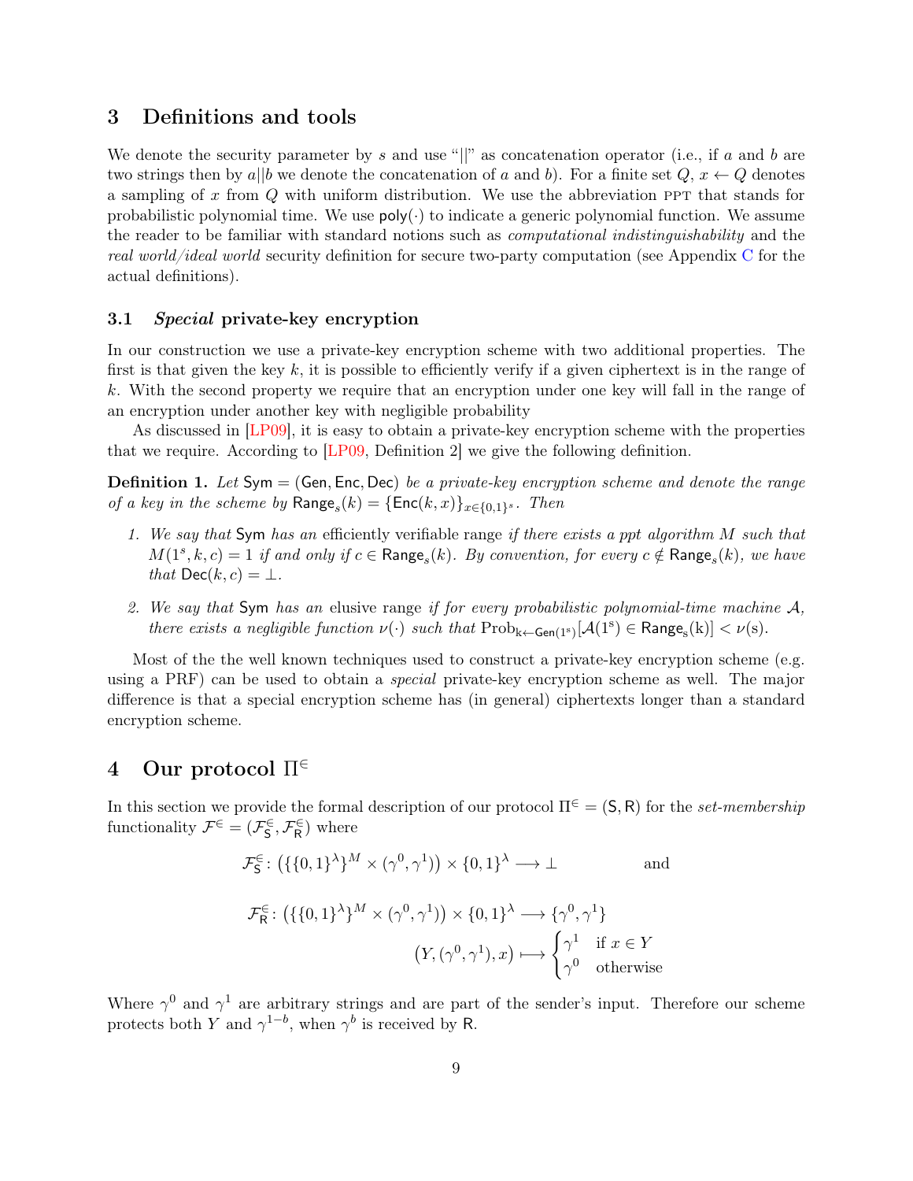## 3 Definitions and tools

We denote the security parameter by $s$ and use "$||$" as concatenation operator (i.e., if $a$ and $b$ are two strings then by $a||b$ we denote the concatenation of $a$ and $b$). For a finite set $Q$, $x \leftarrow Q$ denotes a sampling of $x$ from $Q$ with uniform distribution. We use the abbreviation PPT that stands for probabilistic polynomial time. We use $\mathsf{poly}(\cdot)$ to indicate a generic polynomial function. We assume the reader to be familiar with standard notions such as *computational indistinguishability* and the *real world/ideal world* security definition for secure two-party computation (see Appendix C for the actual definitions).

### 3.1 *Special* private-key encryption

In our construction we use a private-key encryption scheme with two additional properties. The first is that given the key $k$, it is possible to efficiently verify if a given ciphertext is in the range of $k$. With the second property we require that an encryption under one key will fall in the range of an encryption under another key with negligible probability

As discussed in [LP09], it is easy to obtain a private-key encryption scheme with the properties that we require. According to [LP09, Definition 2] we give the following definition.

**Definition 1.** *Let $\mathsf{Sym} = (\mathsf{Gen}, \mathsf{Enc}, \mathsf{Dec})$ be a private-key encryption scheme and denote the range of a key in the scheme by $\mathsf{Range}_s(k) = \{\mathsf{Enc}(k, x)\}_{x\in\{0,1\}^s}$. Then*

1. *We say that $\mathsf{Sym}$ has an* efficiently verifiable range *if there exists a ppt algorithm $M$ such that $M(1^s, k, c) = 1$ if and only if $c \in \mathsf{Range}_s(k)$. By convention, for every $c \notin \mathsf{Range}_s(k)$, we have that $\mathsf{Dec}(k, c) = \perp$.*
2. *We say that $\mathsf{Sym}$ has an* elusive range *if for every probabilistic polynomial-time machine $\mathcal{A}$, there exists a negligible function $\nu(\cdot)$ such that $\mathrm{Prob}_{k\leftarrow\mathsf{Gen}(1^s)}[\mathcal{A}(1^s) \in \mathsf{Range}_s(k)] < \nu(s)$.*

Most of the the well known techniques used to construct a private-key encryption scheme (e.g. using a PRF) can be used to obtain a *special* private-key encryption scheme as well. The major difference is that a special encryption scheme has (in general) ciphertexts longer than a standard encryption scheme.

## 4 Our protocol $\Pi^{\in}$

In this section we provide the formal description of our protocol $\Pi^{\in} = (\mathsf{S}, \mathsf{R})$ for the *set-membership* functionality $\mathcal{F}^{\in} = (\mathcal{F}^{\in}_{\mathsf{S}}, \mathcal{F}^{\in}_{\mathsf{R}})$ where

$$\mathcal{F}^{\in}_{\mathsf{S}} \colon \big(\{\{0,1\}^{\lambda}\}^{M} \times (\gamma^0, \gamma^1)\big) \times \{0,1\}^{\lambda} \longrightarrow \perp \qquad\qquad \text{and}$$

$$\mathcal{F}^{\in}_{\mathsf{R}} \colon \big(\{\{0,1\}^{\lambda}\}^{M} \times (\gamma^0, \gamma^1)\big) \times \{0,1\}^{\lambda} \longrightarrow \{\gamma^0, \gamma^1\}$$

$$\big(Y, (\gamma^0, \gamma^1), x\big) \longmapsto \begin{cases} \gamma^1 & \text{if } x \in Y \\ \gamma^0 & \text{otherwise} \end{cases}$$

Where $\gamma^0$ and $\gamma^1$ are arbitrary strings and are part of the sender's input. Therefore our scheme protects both $Y$ and $\gamma^{1-b}$, when $\gamma^b$ is received by $\mathsf{R}$.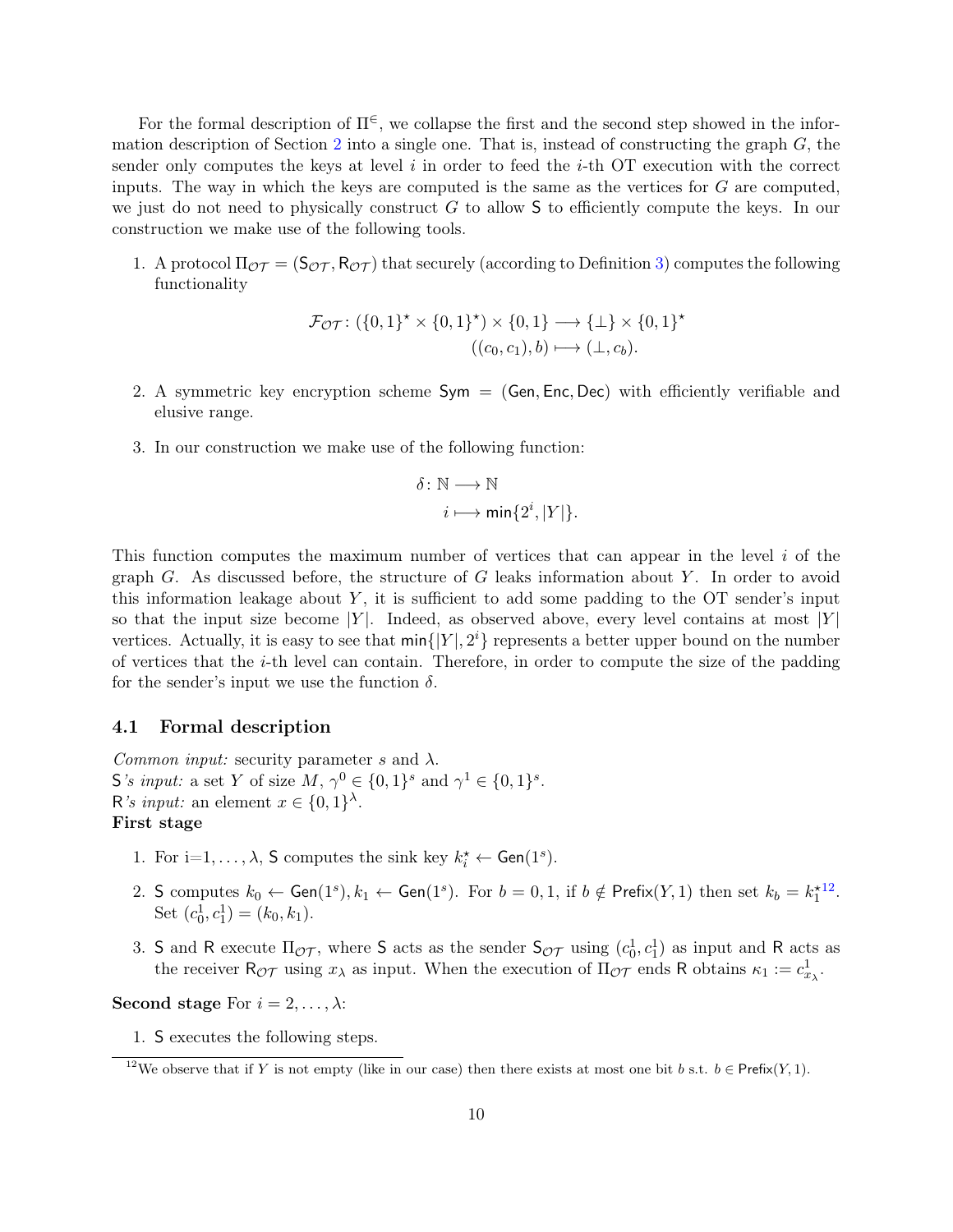For the formal description of $\Pi^{\in}$, we collapse the first and the second step showed in the information description of Section 2 into a single one. That is, instead of constructing the graph $G$, the sender only computes the keys at level $i$ in order to feed the $i$-th OT execution with the correct inputs. The way in which the keys are computed is the same as the vertices for $G$ are computed, we just do not need to physically construct $G$ to allow $\mathsf{S}$ to efficiently compute the keys. In our construction we make use of the following tools.

1. A protocol $\Pi_{\mathcal{OT}} = (\mathsf{S}_{\mathcal{OT}}, \mathsf{R}_{\mathcal{OT}})$ that securely (according to Definition 3) computes the following functionality

$$\mathcal{F}_{\mathcal{OT}} \colon (\{0,1\}^{\star} \times \{0,1\}^{\star}) \times \{0,1\} \longrightarrow \{\bot\} \times \{0,1\}^{\star}$$
$$((c_0, c_1), b) \longmapsto (\bot, c_b).$$

2. A symmetric key encryption scheme $\mathsf{Sym} = (\mathsf{Gen}, \mathsf{Enc}, \mathsf{Dec})$ with efficiently verifiable and elusive range.

3. In our construction we make use of the following function:

$$\delta \colon \mathbb{N} \longrightarrow \mathbb{N}$$
$$i \longmapsto \min\{2^i, |Y|\}.$$

This function computes the maximum number of vertices that can appear in the level $i$ of the graph $G$. As discussed before, the structure of $G$ leaks information about $Y$. In order to avoid this information leakage about $Y$, it is sufficient to add some padding to the OT sender's input so that the input size become $|Y|$. Indeed, as observed above, every level contains at most $|Y|$ vertices. Actually, it is easy to see that $\min\{|Y|, 2^i\}$ represents a better upper bound on the number of vertices that the $i$-th level can contain. Therefore, in order to compute the size of the padding for the sender's input we use the function $\delta$.

## 4.1 Formal description

*Common input:* security parameter $s$ and $\lambda$.
$\mathsf{S}$*'s input:* a set $Y$ of size $M$, $\gamma^0 \in \{0,1\}^s$ and $\gamma^1 \in \{0,1\}^s$.
$\mathsf{R}$*'s input:* an element $x \in \{0,1\}^{\lambda}$.

**First stage**

1. For i=$1, \dots, \lambda$, $\mathsf{S}$ computes the sink key $k_i^{\star} \leftarrow \mathsf{Gen}(1^s)$.

2. $\mathsf{S}$ computes $k_0 \leftarrow \mathsf{Gen}(1^s), k_1 \leftarrow \mathsf{Gen}(1^s)$. For $b = 0, 1$, if $b \notin \mathsf{Prefix}(Y, 1)$ then set $k_b = k_1^{\star}$[12]. Set $(c_0^1, c_1^1) = (k_0, k_1)$.

3. $\mathsf{S}$ and $\mathsf{R}$ execute $\Pi_{\mathcal{OT}}$, where $\mathsf{S}$ acts as the sender $\mathsf{S}_{\mathcal{OT}}$ using $(c_0^1, c_1^1)$ as input and $\mathsf{R}$ acts as the receiver $\mathsf{R}_{\mathcal{OT}}$ using $x_{\lambda}$ as input. When the execution of $\Pi_{\mathcal{OT}}$ ends $\mathsf{R}$ obtains $\kappa_1 := c_{x_{\lambda}}^1$.

**Second stage** For $i = 2, \dots, \lambda$:

1. $\mathsf{S}$ executes the following steps.

[12] We observe that if $Y$ is not empty (like in our case) then there exists at most one bit $b$ s.t. $b \in \mathsf{Prefix}(Y, 1)$.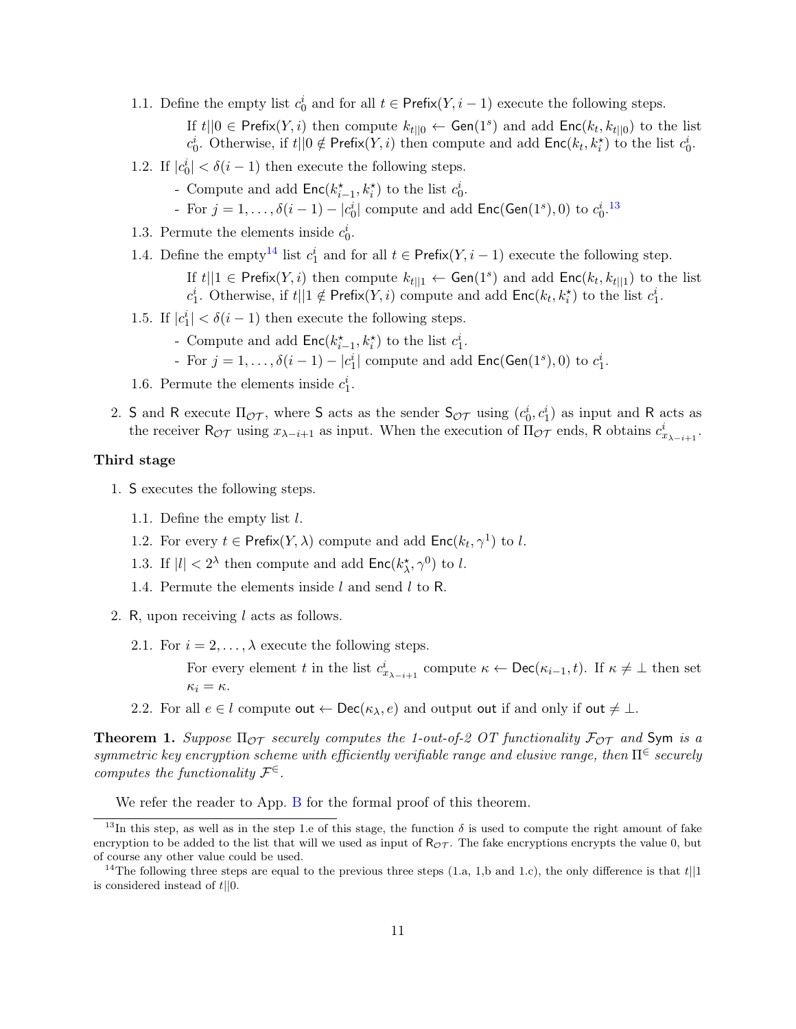1.1. Define the empty list $c_0^i$ and for all $t \in \mathsf{Prefix}(Y, i-1)$ execute the following steps.

If $t||0 \in \mathsf{Prefix}(Y, i)$ then compute $k_{t||0} \leftarrow \mathsf{Gen}(1^s)$ and add $\mathsf{Enc}(k_t, k_{t||0})$ to the list $c_0^i$. Otherwise, if $t||0 \notin \mathsf{Prefix}(Y, i)$ then compute and add $\mathsf{Enc}(k_t, k_i^\star)$ to the list $c_0^i$.

1.2. If $|c_0^i| < \delta(i-1)$ then execute the following steps.

- Compute and add $\mathsf{Enc}(k_{i-1}^\star, k_i^\star)$ to the list $c_0^i$.
- For $j = 1, \ldots, \delta(i-1) - |c_0^i|$ compute and add $\mathsf{Enc}(\mathsf{Gen}(1^s), 0)$ to $c_0^i$.[13]

1.3. Permute the elements inside $c_0^i$.

1.4. Define the empty[14] list $c_1^i$ and for all $t \in \mathsf{Prefix}(Y, i-1)$ execute the following step.

If $t||1 \in \mathsf{Prefix}(Y, i)$ then compute $k_{t||1} \leftarrow \mathsf{Gen}(1^s)$ and add $\mathsf{Enc}(k_t, k_{t||1})$ to the list $c_1^i$. Otherwise, if $t||1 \notin \mathsf{Prefix}(Y, i)$ compute and add $\mathsf{Enc}(k_t, k_i^\star)$ to the list $c_1^i$.

1.5. If $|c_1^i| < \delta(i-1)$ then execute the following steps.

- Compute and add $\mathsf{Enc}(k_{i-1}^\star, k_i^\star)$ to the list $c_1^i$.
- For $j = 1, \ldots, \delta(i-1) - |c_1^i|$ compute and add $\mathsf{Enc}(\mathsf{Gen}(1^s), 0)$ to $c_1^i$.

1.6. Permute the elements inside $c_1^i$.

2. $\mathsf{S}$ and $\mathsf{R}$ execute $\Pi_{\mathcal{OT}}$, where $\mathsf{S}$ acts as the sender $\mathsf{S}_{\mathcal{OT}}$ using $(c_0^i, c_1^i)$ as input and $\mathsf{R}$ acts as the receiver $\mathsf{R}_{\mathcal{OT}}$ using $x_{\lambda-i+1}$ as input. When the execution of $\Pi_{\mathcal{OT}}$ ends, $\mathsf{R}$ obtains $c_{x_{\lambda-i+1}}^i$.

**Third stage**

1. $\mathsf{S}$ executes the following steps.

1.1. Define the empty list $l$.

1.2. For every $t \in \mathsf{Prefix}(Y, \lambda)$ compute and add $\mathsf{Enc}(k_t, \gamma^1)$ to $l$.

1.3. If $|l| < 2^\lambda$ then compute and add $\mathsf{Enc}(k_\lambda^\star, \gamma^0)$ to $l$.

1.4. Permute the elements inside $l$ and send $l$ to $\mathsf{R}$.

2. $\mathsf{R}$, upon receiving $l$ acts as follows.

2.1. For $i = 2, \ldots, \lambda$ execute the following steps.

For every element $t$ in the list $c_{x_{\lambda-i+1}}^i$ compute $\kappa \leftarrow \mathsf{Dec}(\kappa_{i-1}, t)$. If $\kappa \neq \perp$ then set $\kappa_i = \kappa$.

2.2. For all $e \in l$ compute $\mathsf{out} \leftarrow \mathsf{Dec}(\kappa_\lambda, e)$ and output $\mathsf{out}$ if and only if $\mathsf{out} \neq \perp$.

**Theorem 1.** *Suppose $\Pi_{\mathcal{OT}}$ securely computes the 1-out-of-2 OT functionality $\mathcal{F}_{\mathcal{OT}}$ and* $\mathsf{Sym}$ *is a symmetric key encryption scheme with efficiently verifiable range and elusive range, then $\Pi^{\in}$ securely computes the functionality $\mathcal{F}^{\in}$.*

We refer the reader to App. B for the formal proof of this theorem.

[13] In this step, as well as in the step 1.e of this stage, the function $\delta$ is used to compute the right amount of fake encryption to be added to the list that will we used as input of $\mathsf{R}_{\mathcal{OT}}$. The fake encryptions encrypts the value 0, but of course any other value could be used.

[14] The following three steps are equal to the previous three steps (1.a, 1,b and 1.c), the only difference is that $t||1$ is considered instead of $t||0$.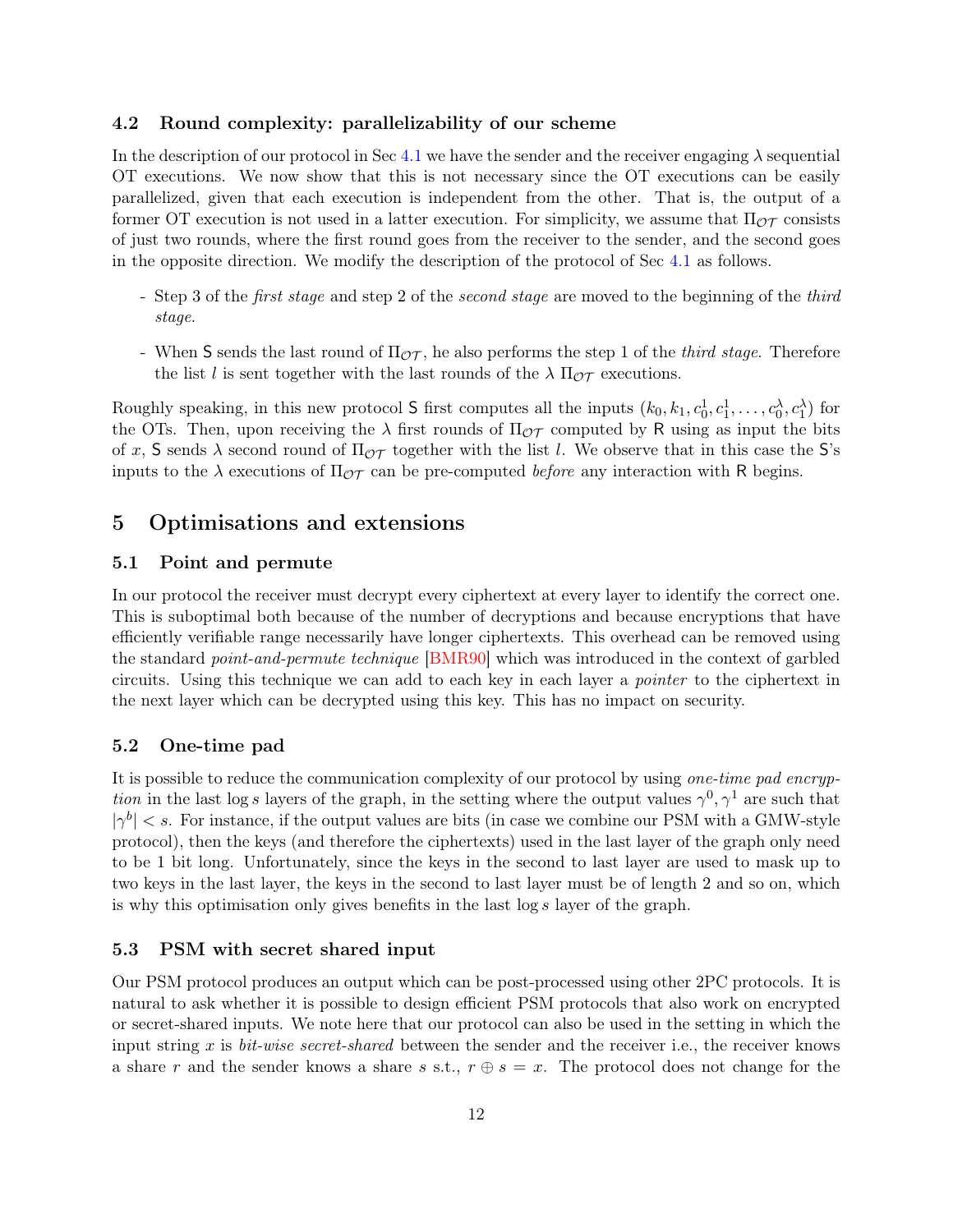### 4.2 Round complexity: parallelizability of our scheme

In the description of our protocol in Sec 4.1 we have the sender and the receiver engaging $\lambda$ sequential OT executions. We now show that this is not necessary since the OT executions can be easily parallelized, given that each execution is independent from the other. That is, the output of a former OT execution is not used in a latter execution. For simplicity, we assume that $\Pi_{\mathcal{OT}}$ consists of just two rounds, where the first round goes from the receiver to the sender, and the second goes in the opposite direction. We modify the description of the protocol of Sec 4.1 as follows.

- Step 3 of the *first stage* and step 2 of the *second stage* are moved to the beginning of the *third stage*.
- When $\mathsf{S}$ sends the last round of $\Pi_{\mathcal{OT}}$, he also performs the step 1 of the *third stage*. Therefore the list $l$ is sent together with the last rounds of the $\lambda$ $\Pi_{\mathcal{OT}}$ executions.

Roughly speaking, in this new protocol $\mathsf{S}$ first computes all the inputs $(k_0, k_1, c_0^1, c_1^1, \dots, c_0^\lambda, c_1^\lambda)$ for the OTs. Then, upon receiving the $\lambda$ first rounds of $\Pi_{\mathcal{OT}}$ computed by $\mathsf{R}$ using as input the bits of $x$, $\mathsf{S}$ sends $\lambda$ second round of $\Pi_{\mathcal{OT}}$ together with the list $l$. We observe that in this case the $\mathsf{S}$'s inputs to the $\lambda$ executions of $\Pi_{\mathcal{OT}}$ can be pre-computed *before* any interaction with $\mathsf{R}$ begins.

## 5 Optimisations and extensions

### 5.1 Point and permute

In our protocol the receiver must decrypt every ciphertext at every layer to identify the correct one. This is suboptimal both because of the number of decryptions and because encryptions that have efficiently verifiable range necessarily have longer ciphertexts. This overhead can be removed using the standard *point-and-permute technique* [BMR90] which was introduced in the context of garbled circuits. Using this technique we can add to each key in each layer a *pointer* to the ciphertext in the next layer which can be decrypted using this key. This has no impact on security.

### 5.2 One-time pad

It is possible to reduce the communication complexity of our protocol by using *one-time pad encryption* in the last $\log s$ layers of the graph, in the setting where the output values $\gamma^0, \gamma^1$ are such that $|\gamma^b| < s$. For instance, if the output values are bits (in case we combine our PSM with a GMW-style protocol), then the keys (and therefore the ciphertexts) used in the last layer of the graph only need to be 1 bit long. Unfortunately, since the keys in the second to last layer are used to mask up to two keys in the last layer, the keys in the second to last layer must be of length 2 and so on, which is why this optimisation only gives benefits in the last $\log s$ layer of the graph.

### 5.3 PSM with secret shared input

Our PSM protocol produces an output which can be post-processed using other 2PC protocols. It is natural to ask whether it is possible to design efficient PSM protocols that also work on encrypted or secret-shared inputs. We note here that our protocol can also be used in the setting in which the input string $x$ is *bit-wise secret-shared* between the sender and the receiver i.e., the receiver knows a share $r$ and the sender knows a share $s$ s.t., $r \oplus s = x$. The protocol does not change for the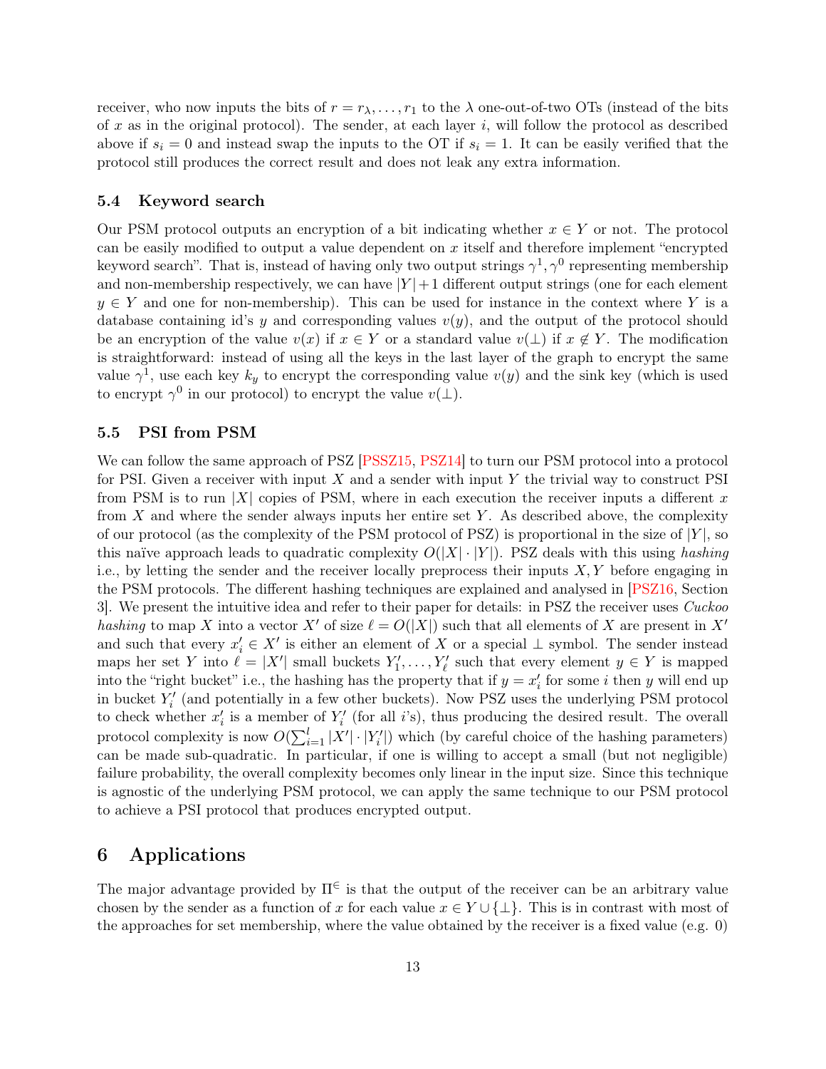receiver, who now inputs the bits of $r = r_\lambda, \ldots, r_1$ to the $\lambda$ one-out-of-two OTs (instead of the bits of $x$ as in the original protocol). The sender, at each layer $i$, will follow the protocol as described above if $s_i = 0$ and instead swap the inputs to the OT if $s_i = 1$. It can be easily verified that the protocol still produces the correct result and does not leak any extra information.

### 5.4 Keyword search

Our PSM protocol outputs an encryption of a bit indicating whether $x \in Y$ or not. The protocol can be easily modified to output a value dependent on $x$ itself and therefore implement "encrypted keyword search". That is, instead of having only two output strings $\gamma^1, \gamma^0$ representing membership and non-membership respectively, we can have $|Y|+1$ different output strings (one for each element $y \in Y$ and one for non-membership). This can be used for instance in the context where $Y$ is a database containing id's $y$ and corresponding values $v(y)$, and the output of the protocol should be an encryption of the value $v(x)$ if $x \in Y$ or a standard value $v(\perp)$ if $x \notin Y$. The modification is straightforward: instead of using all the keys in the last layer of the graph to encrypt the same value $\gamma^1$, use each key $k_y$ to encrypt the corresponding value $v(y)$ and the sink key (which is used to encrypt $\gamma^0$ in our protocol) to encrypt the value $v(\perp)$.

### 5.5 PSI from PSM

We can follow the same approach of PSZ [PSSZ15, PSZ14] to turn our PSM protocol into a protocol for PSI. Given a receiver with input $X$ and a sender with input $Y$ the trivial way to construct PSI from PSM is to run $|X|$ copies of PSM, where in each execution the receiver inputs a different $x$ from $X$ and where the sender always inputs her entire set $Y$. As described above, the complexity of our protocol (as the complexity of the PSM protocol of PSZ) is proportional in the size of $|Y|$, so this naïve approach leads to quadratic complexity $O(|X| \cdot |Y|)$. PSZ deals with this using *hashing* i.e., by letting the sender and the receiver locally preprocess their inputs $X, Y$ before engaging in the PSM protocols. The different hashing techniques are explained and analysed in [PSZ16, Section 3]. We present the intuitive idea and refer to their paper for details: in PSZ the receiver uses *Cuckoo hashing* to map $X$ into a vector $X'$ of size $\ell = O(|X|)$ such that all elements of $X$ are present in $X'$ and such that every $x'_i \in X'$ is either an element of $X$ or a special $\perp$ symbol. The sender instead maps her set $Y$ into $\ell = |X'|$ small buckets $Y'_1, \ldots, Y'_\ell$ such that every element $y \in Y$ is mapped into the "right bucket" i.e., the hashing has the property that if $y = x'_i$ for some $i$ then $y$ will end up in bucket $Y'_i$ (and potentially in a few other buckets). Now PSZ uses the underlying PSM protocol to check whether $x'_i$ is a member of $Y'_i$ (for all $i$'s), thus producing the desired result. The overall protocol complexity is now $O(\sum_{i=1}^{l} |X'| \cdot |Y'_i|)$ which (by careful choice of the hashing parameters) can be made sub-quadratic. In particular, if one is willing to accept a small (but not negligible) failure probability, the overall complexity becomes only linear in the input size. Since this technique is agnostic of the underlying PSM protocol, we can apply the same technique to our PSM protocol to achieve a PSI protocol that produces encrypted output.

## 6 Applications

The major advantage provided by $\Pi^{\in}$ is that the output of the receiver can be an arbitrary value chosen by the sender as a function of $x$ for each value $x \in Y \cup \{\perp\}$. This is in contrast with most of the approaches for set membership, where the value obtained by the receiver is a fixed value (e.g. 0)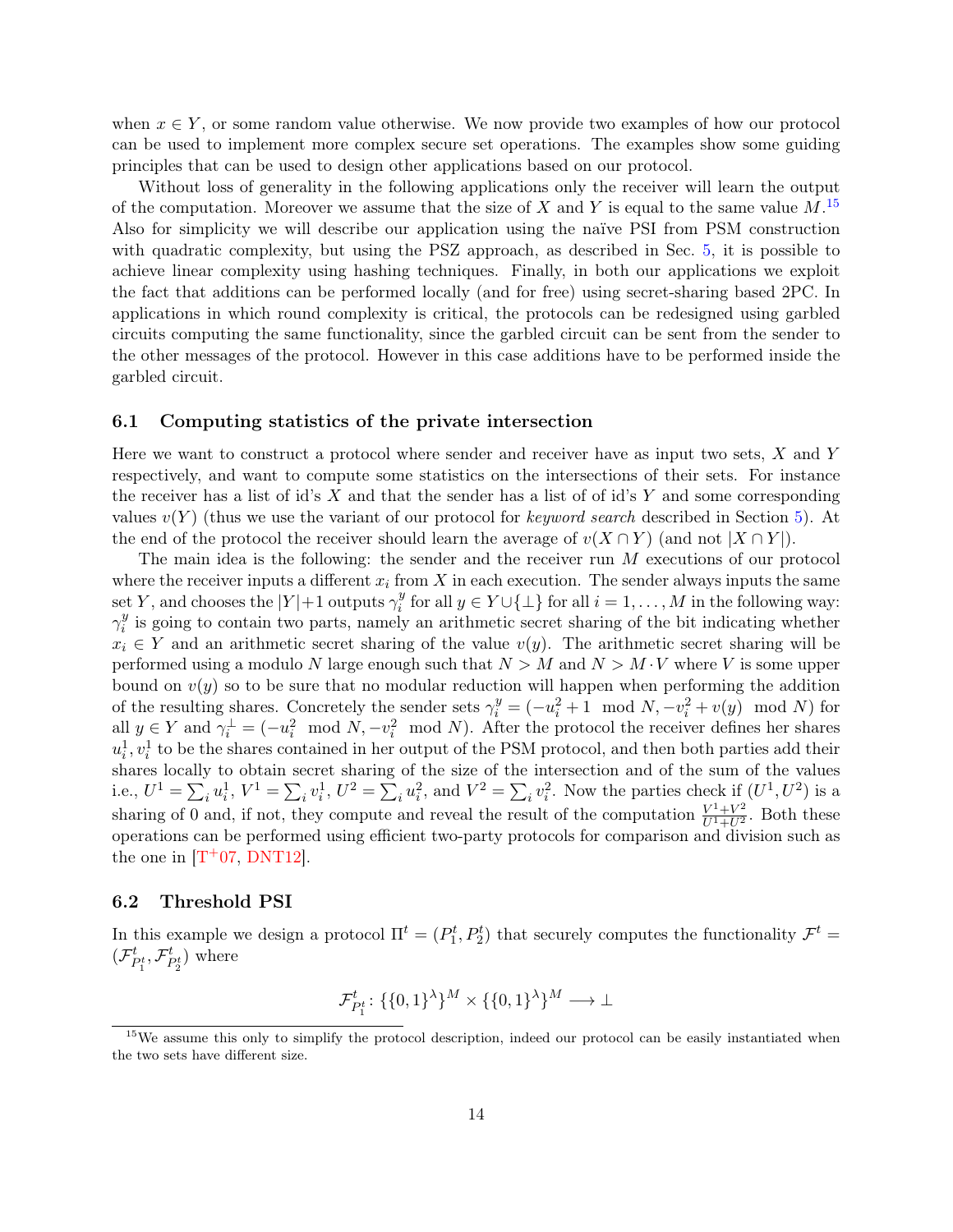when $x \in Y$, or some random value otherwise. We now provide two examples of how our protocol can be used to implement more complex secure set operations. The examples show some guiding principles that can be used to design other applications based on our protocol.

Without loss of generality in the following applications only the receiver will learn the output of the computation. Moreover we assume that the size of $X$ and $Y$ is equal to the same value $M$.[15] Also for simplicity we will describe our application using the naïve PSI from PSM construction with quadratic complexity, but using the PSZ approach, as described in Sec. 5, it is possible to achieve linear complexity using hashing techniques. Finally, in both our applications we exploit the fact that additions can be performed locally (and for free) using secret-sharing based 2PC. In applications in which round complexity is critical, the protocols can be redesigned using garbled circuits computing the same functionality, since the garbled circuit can be sent from the sender to the other messages of the protocol. However in this case additions have to be performed inside the garbled circuit.

### 6.1 Computing statistics of the private intersection

Here we want to construct a protocol where sender and receiver have as input two sets, $X$ and $Y$ respectively, and want to compute some statistics on the intersections of their sets. For instance the receiver has a list of id's $X$ and that the sender has a list of of id's $Y$ and some corresponding values $v(Y)$ (thus we use the variant of our protocol for *keyword search* described in Section 5). At the end of the protocol the receiver should learn the average of $v(X \cap Y)$ (and not $|X \cap Y|$).

The main idea is the following: the sender and the receiver run $M$ executions of our protocol where the receiver inputs a different $x_i$ from $X$ in each execution. The sender always inputs the same set $Y$, and chooses the $|Y|+1$ outputs $\gamma_i^y$ for all $y \in Y \cup \{\perp\}$ for all $i = 1, \ldots, M$ in the following way: $\gamma_i^y$ is going to contain two parts, namely an arithmetic secret sharing of the bit indicating whether $x_i \in Y$ and an arithmetic secret sharing of the value $v(y)$. The arithmetic secret sharing will be performed using a modulo $N$ large enough such that $N > M$ and $N > M \cdot V$ where $V$ is some upper bound on $v(y)$ so to be sure that no modular reduction will happen when performing the addition of the resulting shares. Concretely the sender sets $\gamma_i^y = (-u_i^2 + 1 \mod N, -v_i^2 + v(y) \mod N)$ for all $y \in Y$ and $\gamma_i^\perp = (-u_i^2 \mod N, -v_i^2 \mod N)$. After the protocol the receiver defines her shares $u_i^1, v_i^1$ to be the shares contained in her output of the PSM protocol, and then both parties add their shares locally to obtain secret sharing of the size of the intersection and of the sum of the values i.e., $U^1 = \sum_i u_i^1$, $V^1 = \sum_i v_i^1$, $U^2 = \sum_i u_i^2$, and $V^2 = \sum_i v_i^2$. Now the parties check if $(U^1, U^2)$ is a sharing of 0 and, if not, they compute and reveal the result of the computation $\frac{V^1+V^2}{U^1+U^2}$. Both these operations can be performed using efficient two-party protocols for comparison and division such as the one in [T+07, DNT12].

### 6.2 Threshold PSI

In this example we design a protocol $\Pi^t = (P_1^t, P_2^t)$ that securely computes the functionality $\mathcal{F}^t = (\mathcal{F}^t_{P_1^t}, \mathcal{F}^t_{P_2^t})$ where

$$\mathcal{F}^t_{P_1^t} \colon \{\{0,1\}^\lambda\}^M \times \{\{0,1\}^\lambda\}^M \longrightarrow \perp$$

[15] We assume this only to simplify the protocol description, indeed our protocol can be easily instantiated when the two sets have different size.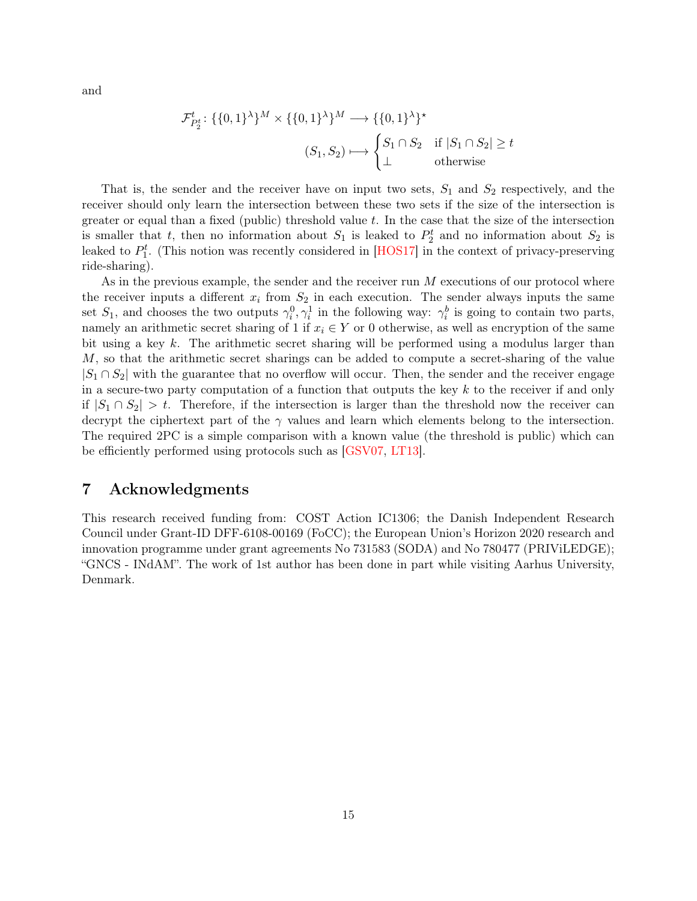and

$$\mathcal{F}^t_{P_2^t} \colon \{\{0,1\}^\lambda\}^M \times \{\{0,1\}^\lambda\}^M \longrightarrow \{\{0,1\}^\lambda\}^\star$$

$$(S_1, S_2) \longmapsto \begin{cases} S_1 \cap S_2 & \text{if } |S_1 \cap S_2| \geq t \\ \perp & \text{otherwise} \end{cases}$$

That is, the sender and the receiver have on input two sets, $S_1$ and $S_2$ respectively, and the receiver should only learn the intersection between these two sets if the size of the intersection is greater or equal than a fixed (public) threshold value $t$. In the case that the size of the intersection is smaller that $t$, then no information about $S_1$ is leaked to $P_2^t$ and no information about $S_2$ is leaked to $P_1^t$. (This notion was recently considered in [HOS17] in the context of privacy-preserving ride-sharing).

As in the previous example, the sender and the receiver run $M$ executions of our protocol where the receiver inputs a different $x_i$ from $S_2$ in each execution. The sender always inputs the same set $S_1$, and chooses the two outputs $\gamma_i^0, \gamma_i^1$ in the following way: $\gamma_i^b$ is going to contain two parts, namely an arithmetic secret sharing of 1 if $x_i \in Y$ or 0 otherwise, as well as encryption of the same bit using a key $k$. The arithmetic secret sharing will be performed using a modulus larger than $M$, so that the arithmetic secret sharings can be added to compute a secret-sharing of the value $|S_1 \cap S_2|$ with the guarantee that no overflow will occur. Then, the sender and the receiver engage in a secure-two party computation of a function that outputs the key $k$ to the receiver if and only if $|S_1 \cap S_2| > t$. Therefore, if the intersection is larger than the threshold now the receiver can decrypt the ciphertext part of the $\gamma$ values and learn which elements belong to the intersection. The required 2PC is a simple comparison with a known value (the threshold is public) which can be efficiently performed using protocols such as [GSV07, LT13].

## 7 Acknowledgments

This research received funding from: COST Action IC1306; the Danish Independent Research Council under Grant-ID DFF-6108-00169 (FoCC); the European Union's Horizon 2020 research and innovation programme under grant agreements No 731583 (SODA) and No 780477 (PRIViLEDGE); "GNCS - INdAM". The work of 1st author has been done in part while visiting Aarhus University, Denmark.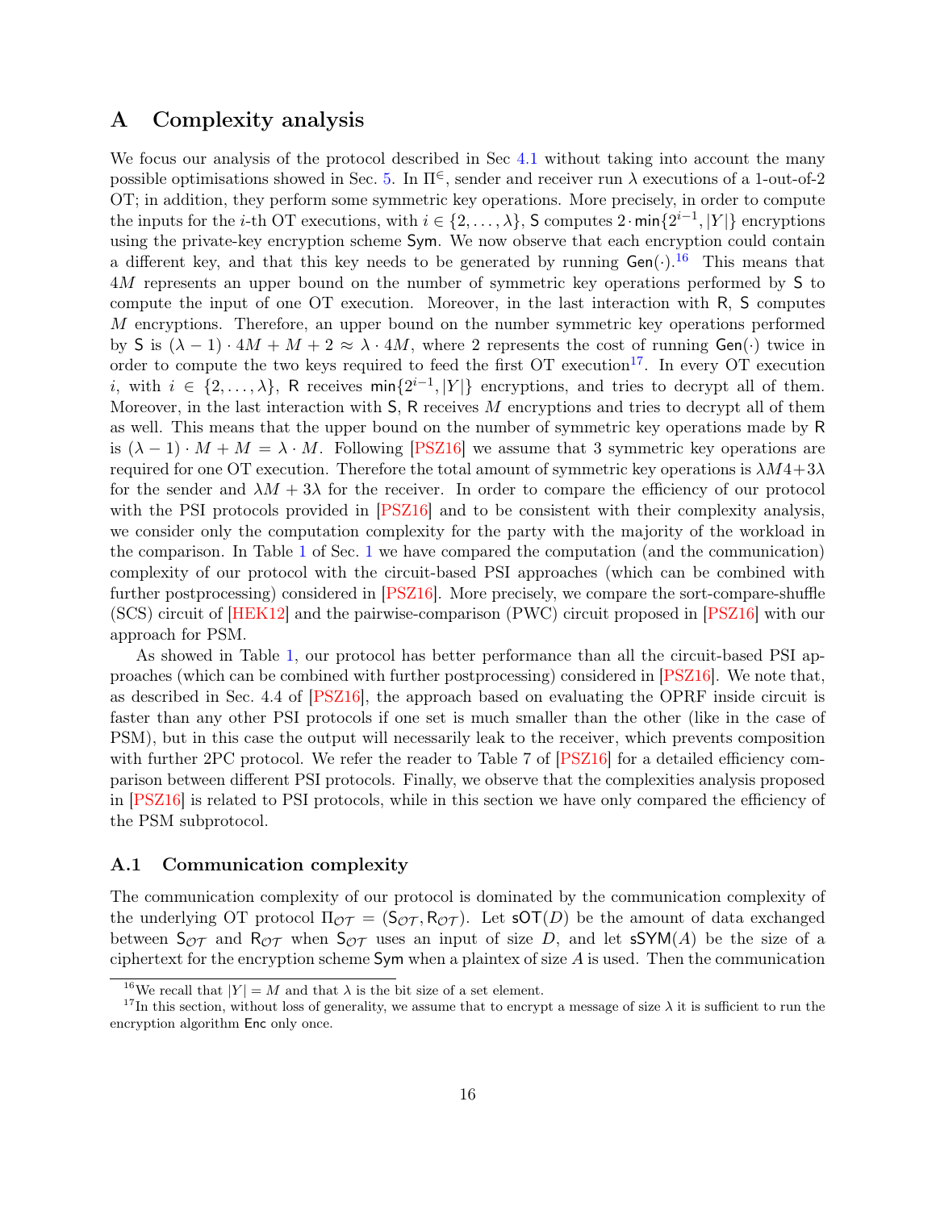# A Complexity analysis

We focus our analysis of the protocol described in Sec 4.1 without taking into account the many possible optimisations showed in Sec. 5. In $\Pi^{\in}$, sender and receiver run $\lambda$ executions of a 1-out-of-2 OT; in addition, they perform some symmetric key operations. More precisely, in order to compute the inputs for the $i$-th OT executions, with $i \in \{2, \ldots, \lambda\}$, $\mathsf{S}$ computes $2 \cdot \min\{2^{i-1}, |Y|\}$ encryptions using the private-key encryption scheme $\mathsf{Sym}$. We now observe that each encryption could contain a different key, and that this key needs to be generated by running $\mathsf{Gen}(\cdot)$.[16] This means that $4M$ represents an upper bound on the number of symmetric key operations performed by $\mathsf{S}$ to compute the input of one OT execution. Moreover, in the last interaction with $\mathsf{R}$, $\mathsf{S}$ computes $M$ encryptions. Therefore, an upper bound on the number symmetric key operations performed by $\mathsf{S}$ is $(\lambda - 1) \cdot 4M + M + 2 \approx \lambda \cdot 4M$, where 2 represents the cost of running $\mathsf{Gen}(\cdot)$ twice in order to compute the two keys required to feed the first OT execution[17]. In every OT execution $i$, with $i \in \{2, \ldots, \lambda\}$, $\mathsf{R}$ receives $\min\{2^{i-1}, |Y|\}$ encryptions, and tries to decrypt all of them. Moreover, in the last interaction with $\mathsf{S}$, $\mathsf{R}$ receives $M$ encryptions and tries to decrypt all of them as well. This means that the upper bound on the number of symmetric key operations made by $\mathsf{R}$ is $(\lambda - 1) \cdot M + M = \lambda \cdot M$. Following [PSZ16] we assume that 3 symmetric key operations are required for one OT execution. Therefore the total amount of symmetric key operations is $\lambda M 4 + 3\lambda$ for the sender and $\lambda M + 3\lambda$ for the receiver. In order to compare the efficiency of our protocol with the PSI protocols provided in [PSZ16] and to be consistent with their complexity analysis, we consider only the computation complexity for the party with the majority of the workload in the comparison. In Table 1 of Sec. 1 we have compared the computation (and the communication) complexity of our protocol with the circuit-based PSI approaches (which can be combined with further postprocessing) considered in [PSZ16]. More precisely, we compare the sort-compare-shuffle (SCS) circuit of [HEK12] and the pairwise-comparison (PWC) circuit proposed in [PSZ16] with our approach for PSM.

As showed in Table 1, our protocol has better performance than all the circuit-based PSI approaches (which can be combined with further postprocessing) considered in [PSZ16]. We note that, as described in Sec. 4.4 of [PSZ16], the approach based on evaluating the OPRF inside circuit is faster than any other PSI protocols if one set is much smaller than the other (like in the case of PSM), but in this case the output will necessarily leak to the receiver, which prevents composition with further 2PC protocol. We refer the reader to Table 7 of [PSZ16] for a detailed efficiency comparison between different PSI protocols. Finally, we observe that the complexities analysis proposed in [PSZ16] is related to PSI protocols, while in this section we have only compared the efficiency of the PSM subprotocol.

## A.1 Communication complexity

The communication complexity of our protocol is dominated by the communication complexity of the underlying OT protocol $\Pi_{\mathcal{OT}} = (\mathsf{S}_{\mathcal{OT}}, \mathsf{R}_{\mathcal{OT}})$. Let $\mathsf{sOT}(D)$ be the amount of data exchanged between $\mathsf{S}_{\mathcal{OT}}$ and $\mathsf{R}_{\mathcal{OT}}$ when $\mathsf{S}_{\mathcal{OT}}$ uses an input of size $D$, and let $\mathsf{sSYM}(A)$ be the size of a ciphertext for the encryption scheme $\mathsf{Sym}$ when a plaintex of size $A$ is used. Then the communication

[16] We recall that $|Y| = M$ and that $\lambda$ is the bit size of a set element.

[17] In this section, without loss of generality, we assume that to encrypt a message of size $\lambda$ it is sufficient to run the encryption algorithm $\mathsf{Enc}$ only once.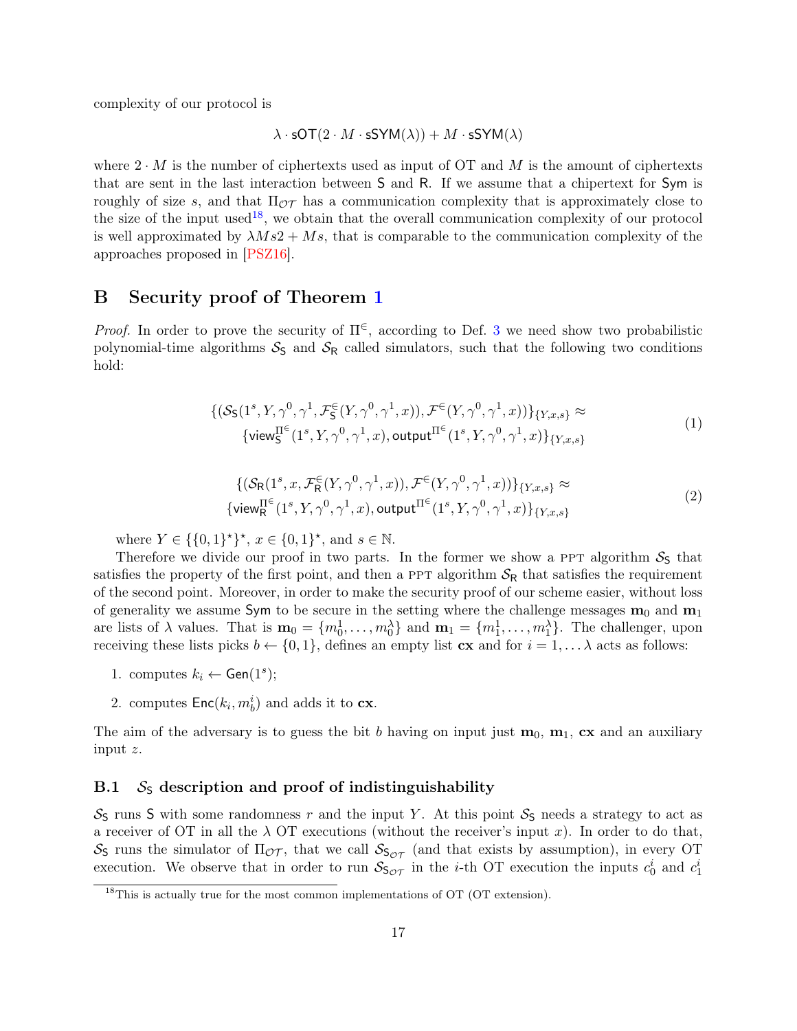complexity of our protocol is

$$\lambda \cdot \mathsf{sOT}(2 \cdot M \cdot \mathsf{sSYM}(\lambda)) + M \cdot \mathsf{sSYM}(\lambda)$$

where $2 \cdot M$ is the number of ciphertexts used as input of OT and $M$ is the amount of ciphertexts that are sent in the last interaction between $\mathsf{S}$ and $\mathsf{R}$. If we assume that a chipertext for $\mathsf{Sym}$ is roughly of size $s$, and that $\Pi_{\mathcal{OT}}$ has a communication complexity that is approximately close to the size of the input used[18], we obtain that the overall communication complexity of our protocol is well approximated by $\lambda M s 2 + M s$, that is comparable to the communication complexity of the approaches proposed in [PSZ16].

## B Security proof of Theorem 1

*Proof.* In order to prove the security of $\Pi^{\in}$, according to Def. 3 we need show two probabilistic polynomial-time algorithms $\mathcal{S}_{\mathsf{S}}$ and $\mathcal{S}_{\mathsf{R}}$ called simulators, such that the following two conditions hold:

$$\begin{aligned}\{(\mathcal{S}_{\mathsf{S}}(1^s, Y, \gamma^0, \gamma^1, \mathcal{F}^{\in}_{\mathsf{S}}(Y, \gamma^0, \gamma^1, x)), \mathcal{F}^{\in}(Y, \gamma^0, \gamma^1, x))\}_{\{Y,x,s\}} \approx \\ \{\mathsf{view}^{\Pi^{\in}}_{\mathsf{S}}(1^s, Y, \gamma^0, \gamma^1, x), \mathsf{output}^{\Pi^{\in}}(1^s, Y, \gamma^0, \gamma^1, x)\}_{\{Y,x,s\}}\end{aligned} \tag{1}$$

$$\begin{aligned}\{(\mathcal{S}_{\mathsf{R}}(1^s, x, \mathcal{F}^{\in}_{\mathsf{R}}(Y, \gamma^0, \gamma^1, x)), \mathcal{F}^{\in}(Y, \gamma^0, \gamma^1, x))\}_{\{Y,x,s\}} \approx \\ \{\mathsf{view}^{\Pi^{\in}}_{\mathsf{R}}(1^s, Y, \gamma^0, \gamma^1, x), \mathsf{output}^{\Pi^{\in}}(1^s, Y, \gamma^0, \gamma^1, x)\}_{\{Y,x,s\}}\end{aligned} \tag{2}$$

where $Y \in \{\{0,1\}^\star\}^\star$, $x \in \{0,1\}^\star$, and $s \in \mathbb{N}$.

Therefore we divide our proof in two parts. In the former we show a PPT algorithm $\mathcal{S}_{\mathsf{S}}$ that satisfies the property of the first point, and then a PPT algorithm $\mathcal{S}_{\mathsf{R}}$ that satisfies the requirement of the second point. Moreover, in order to make the security proof of our scheme easier, without loss of generality we assume $\mathsf{Sym}$ to be secure in the setting where the challenge messages $\mathbf{m}_0$ and $\mathbf{m}_1$ are lists of $\lambda$ values. That is $\mathbf{m}_0 = \{m^1_0, \ldots, m^\lambda_0\}$ and $\mathbf{m}_1 = \{m^1_1, \ldots, m^\lambda_1\}$. The challenger, upon receiving these lists picks $b \leftarrow \{0,1\}$, defines an empty list $\mathbf{cx}$ and for $i = 1, \ldots \lambda$ acts as follows:

1. computes $k_i \leftarrow \mathsf{Gen}(1^s)$;
2. computes $\mathsf{Enc}(k_i, m^i_b)$ and adds it to $\mathbf{cx}$.

The aim of the adversary is to guess the bit $b$ having on input just $\mathbf{m}_0$, $\mathbf{m}_1$, $\mathbf{cx}$ and an auxiliary input $z$.

### B.1 $\mathcal{S}_{\mathsf{S}}$ description and proof of indistinguishability

$\mathcal{S}_{\mathsf{S}}$ runs $\mathsf{S}$ with some randomness $r$ and the input $Y$. At this point $\mathcal{S}_{\mathsf{S}}$ needs a strategy to act as a receiver of OT in all the $\lambda$ OT executions (without the receiver's input $x$). In order to do that, $\mathcal{S}_{\mathsf{S}}$ runs the simulator of $\Pi_{\mathcal{OT}}$, that we call $\mathcal{S}_{\mathsf{S}_{\mathcal{OT}}}$ (and that exists by assumption), in every OT execution. We observe that in order to run $\mathcal{S}_{\mathsf{S}_{\mathcal{OT}}}$ in the $i$-th OT execution the inputs $c^i_0$ and $c^i_1$

[18] This is actually true for the most common implementations of OT (OT extension).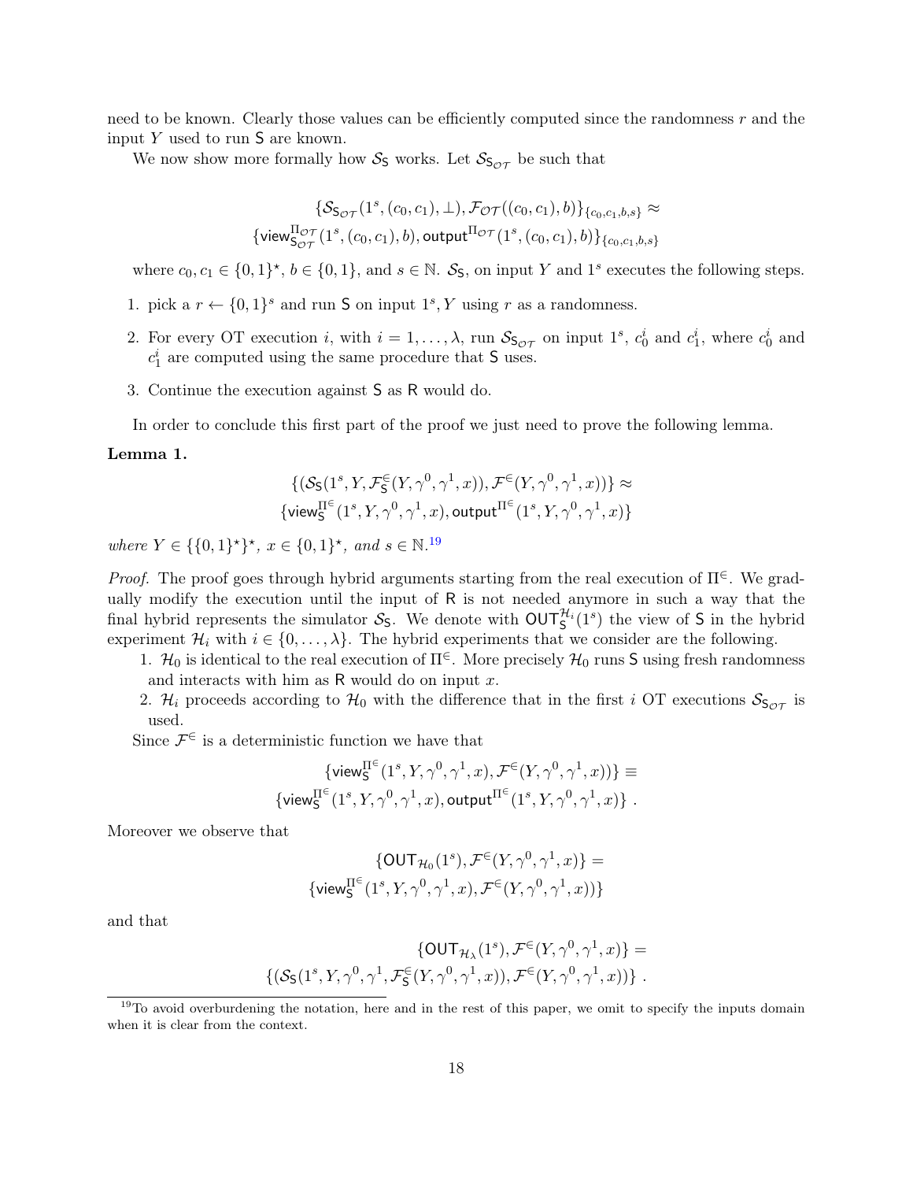need to be known. Clearly those values can be efficiently computed since the randomness $r$ and the input $Y$ used to run $\mathsf{S}$ are known.

We now show more formally how $\mathcal{S}_{\mathsf{S}}$ works. Let $\mathcal{S}_{\mathsf{S}_{\mathcal{OT}}}$ be such that

$$\{\mathcal{S}_{\mathsf{S}_{\mathcal{OT}}}(1^s, (c_0, c_1), \perp), \mathcal{F}_{\mathcal{OT}}((c_0, c_1), b)\}_{\{c_0, c_1, b, s\}} \approx$$
$$\{\mathsf{view}^{\Pi_{\mathcal{OT}}}_{\mathsf{S}_{\mathcal{OT}}}(1^s, (c_0, c_1), b), \mathsf{output}^{\Pi_{\mathcal{OT}}}(1^s, (c_0, c_1), b)\}_{\{c_0, c_1, b, s\}}$$

where $c_0, c_1 \in \{0,1\}^\star$, $b \in \{0,1\}$, and $s \in \mathbb{N}$. $\mathcal{S}_{\mathsf{S}}$, on input $Y$ and $1^s$ executes the following steps.

1. pick a $r \leftarrow \{0,1\}^s$ and run $\mathsf{S}$ on input $1^s, Y$ using $r$ as a randomness.
2. For every OT execution $i$, with $i = 1, \dots, \lambda$, run $\mathcal{S}_{\mathsf{S}_{\mathcal{OT}}}$ on input $1^s$, $c_0^i$ and $c_1^i$, where $c_0^i$ and $c_1^i$ are computed using the same procedure that $\mathsf{S}$ uses.
3. Continue the execution against $\mathsf{S}$ as $\mathsf{R}$ would do.

In order to conclude this first part of the proof we just need to prove the following lemma.

**Lemma 1.**

$$\{(\mathcal{S}_{\mathsf{S}}(1^s, Y, \mathcal{F}^{\in}_{\mathsf{S}}(Y, \gamma^0, \gamma^1, x)), \mathcal{F}^{\in}(Y, \gamma^0, \gamma^1, x))\} \approx$$
$$\{\mathsf{view}^{\Pi^{\in}}_{\mathsf{S}}(1^s, Y, \gamma^0, \gamma^1, x), \mathsf{output}^{\Pi^{\in}}(1^s, Y, \gamma^0, \gamma^1, x)\}$$

*where $Y \in \{\{0,1\}^\star\}^\star$, $x \in \{0,1\}^\star$, and $s \in \mathbb{N}$.*[19]

*Proof.* The proof goes through hybrid arguments starting from the real execution of $\Pi^{\in}$. We gradually modify the execution until the input of $\mathsf{R}$ is not needed anymore in such a way that the final hybrid represents the simulator $\mathcal{S}_{\mathsf{S}}$. We denote with $\mathsf{OUT}^{\mathcal{H}_i}_{\mathsf{S}}(1^s)$ the view of $\mathsf{S}$ in the hybrid experiment $\mathcal{H}_i$ with $i \in \{0, \dots, \lambda\}$. The hybrid experiments that we consider are the following.

1. $\mathcal{H}_0$ is identical to the real execution of $\Pi^{\in}$. More precisely $\mathcal{H}_0$ runs $\mathsf{S}$ using fresh randomness and interacts with him as $\mathsf{R}$ would do on input $x$.
2. $\mathcal{H}_i$ proceeds according to $\mathcal{H}_0$ with the difference that in the first $i$ OT executions $\mathcal{S}_{\mathsf{S}_{\mathcal{OT}}}$ is used.

Since $\mathcal{F}^{\in}$ is a deterministic function we have that

$$\{\mathsf{view}^{\Pi^{\in}}_{\mathsf{S}}(1^s, Y, \gamma^0, \gamma^1, x), \mathcal{F}^{\in}(Y, \gamma^0, \gamma^1, x))\} \equiv$$
$$\{\mathsf{view}^{\Pi^{\in}}_{\mathsf{S}}(1^s, Y, \gamma^0, \gamma^1, x), \mathsf{output}^{\Pi^{\in}}(1^s, Y, \gamma^0, \gamma^1, x)\} .$$

Moreover we observe that

$$\{\mathsf{OUT}_{\mathcal{H}_0}(1^s), \mathcal{F}^{\in}(Y, \gamma^0, \gamma^1, x)\} =$$
$$\{\mathsf{view}^{\Pi^{\in}}_{\mathsf{S}}(1^s, Y, \gamma^0, \gamma^1, x), \mathcal{F}^{\in}(Y, \gamma^0, \gamma^1, x))\}$$

and that

$$\{\mathsf{OUT}_{\mathcal{H}_\lambda}(1^s), \mathcal{F}^{\in}(Y, \gamma^0, \gamma^1, x)\} =$$
$$\{(\mathcal{S}_{\mathsf{S}}(1^s, Y, \gamma^0, \gamma^1, \mathcal{F}^{\in}_{\mathsf{S}}(Y, \gamma^0, \gamma^1, x)), \mathcal{F}^{\in}(Y, \gamma^0, \gamma^1, x))\} .$$

---

[19] To avoid overburdening the notation, here and in the rest of this paper, we omit to specify the inputs domain when it is clear from the context.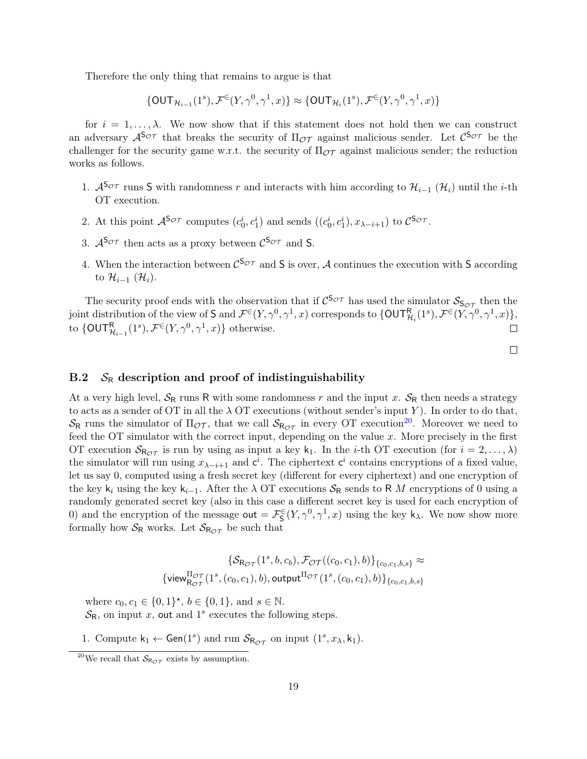Therefore the only thing that remains to argue is that

$$\{\mathsf{OUT}_{\mathcal{H}_{i-1}}(1^s), \mathcal{F}^{\in}(Y, \gamma^0, \gamma^1, x)\} \approx \{\mathsf{OUT}_{\mathcal{H}_i}(1^s), \mathcal{F}^{\in}(Y, \gamma^0, \gamma^1, x)\}$$

for $i = 1, \dots, \lambda$. We now show that if this statement does not hold then we can construct an adversary $\mathcal{A}^{\mathsf{S}_{\mathcal{OT}}}$ that breaks the security of $\Pi_{\mathcal{OT}}$ against malicious sender. Let $\mathcal{C}^{\mathsf{S}_{\mathcal{OT}}}$ be the challenger for the security game w.r.t. the security of $\Pi_{\mathcal{OT}}$ against malicious sender; the reduction works as follows.

1. $\mathcal{A}^{\mathsf{S}_{\mathcal{OT}}}$ runs $\mathsf{S}$ with randomness $r$ and interacts with him according to $\mathcal{H}_{i-1}$ ($\mathcal{H}_i$) until the $i$-th OT execution.
2. At this point $\mathcal{A}^{\mathsf{S}_{\mathcal{OT}}}$ computes $(c_0^i, c_1^i)$ and sends $((c_0^i, c_1^i), x_{\lambda-i+1})$ to $\mathcal{C}^{\mathsf{S}_{\mathcal{OT}}}$.
3. $\mathcal{A}^{\mathsf{S}_{\mathcal{OT}}}$ then acts as a proxy between $\mathcal{C}^{\mathsf{S}_{\mathcal{OT}}}$ and $\mathsf{S}$.
4. When the interaction between $\mathcal{C}^{\mathsf{S}_{\mathcal{OT}}}$ and $\mathsf{S}$ is over, $\mathcal{A}$ continues the execution with $\mathsf{S}$ according to $\mathcal{H}_{i-1}$ ($\mathcal{H}_i$).

The security proof ends with the observation that if $\mathcal{C}^{\mathsf{S}_{\mathcal{OT}}}$ has used the simulator $\mathcal{S}_{\mathsf{S}_{\mathcal{OT}}}$ then the joint distribution of the view of $\mathsf{S}$ and $\mathcal{F}^{\in}(Y, \gamma^0, \gamma^1, x)$ corresponds to $\{\mathsf{OUT}^{\mathsf{R}}_{\mathcal{H}_i}(1^s), \mathcal{F}^{\in}(Y, \gamma^0, \gamma^1, x)\}$, to $\{\mathsf{OUT}^{\mathsf{R}}_{\mathcal{H}_{i-1}}(1^s), \mathcal{F}^{\in}(Y, \gamma^0, \gamma^1, x)\}$ otherwise. □

□

### B.2 $\mathcal{S}_{\mathsf{R}}$ description and proof of indistinguishability

At a very high level, $\mathcal{S}_{\mathsf{R}}$ runs $\mathsf{R}$ with some randomness $r$ and the input $x$. $\mathcal{S}_{\mathsf{R}}$ then needs a strategy to acts as a sender of OT in all the $\lambda$ OT executions (without sender's input $Y$). In order to do that, $\mathcal{S}_{\mathsf{R}}$ runs the simulator of $\Pi_{\mathcal{OT}}$, that we call $\mathcal{S}_{\mathsf{R}_{\mathcal{OT}}}$ in every OT execution[20]. Moreover we need to feed the OT simulator with the correct input, depending on the value $x$. More precisely in the first OT execution $\mathcal{S}_{\mathsf{R}_{\mathcal{OT}}}$ is run by using as input a key $\mathsf{k}_1$. In the $i$-th OT execution (for $i = 2, \dots, \lambda$) the simulator will run using $x_{\lambda-i+1}$ and $\mathsf{c}^i$. The ciphertext $\mathsf{c}^i$ contains encryptions of a fixed value, let us say 0, computed using a fresh secret key (different for every ciphertext) and one encryption of the key $\mathsf{k}_i$ using the key $\mathsf{k}_{i-1}$. After the $\lambda$ OT executions $\mathcal{S}_{\mathsf{R}}$ sends to $\mathsf{R}$ $M$ encryptions of 0 using a randomly generated secret key (also in this case a different secret key is used for each encryption of 0) and the encryption of the message $\mathsf{out} = \mathcal{F}^{\in}_{\mathsf{S}}(Y, \gamma^0, \gamma^1, x)$ using the key $\mathsf{k}_\lambda$. We now show more formally how $\mathcal{S}_{\mathsf{R}}$ works. Let $\mathcal{S}_{\mathsf{R}_{\mathcal{OT}}}$ be such that

$$\{\mathcal{S}_{\mathsf{R}_{\mathcal{OT}}}(1^s, b, c_b), \mathcal{F}_{\mathcal{OT}}((c_0, c_1), b)\}_{\{c_0, c_1, b, s\}} \approx$$
$$\{\mathsf{view}^{\Pi_{\mathcal{OT}}}_{\mathsf{R}_{\mathcal{OT}}}(1^s, (c_0, c_1), b), \mathsf{output}^{\Pi_{\mathcal{OT}}}(1^s, (c_0, c_1), b)\}_{\{c_0, c_1, b, s\}}$$

where $c_0, c_1 \in \{0,1\}^\star$, $b \in \{0,1\}$, and $s \in \mathbb{N}$.

$\mathcal{S}_{\mathsf{R}}$, on input $x$, $\mathsf{out}$ and $1^s$ executes the following steps.

1. Compute $\mathsf{k}_1 \leftarrow \mathsf{Gen}(1^s)$ and run $\mathcal{S}_{\mathsf{R}_{\mathcal{OT}}}$ on input $(1^s, x_\lambda, \mathsf{k}_1)$.

[20] We recall that $\mathcal{S}_{\mathsf{R}_{\mathcal{OT}}}$ exists by assumption.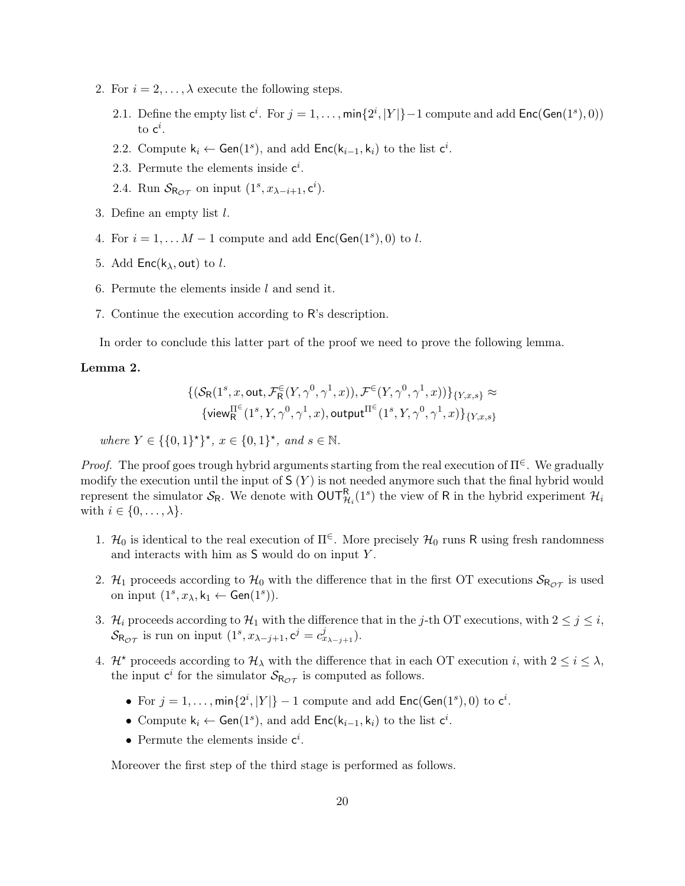2. For $i = 2, \dots, \lambda$ execute the following steps.

   2.1. Define the empty list $\mathsf{c}^i$. For $j = 1, \dots, \min\{2^i, |Y|\}-1$ compute and add $\mathsf{Enc}(\mathsf{Gen}(1^s), 0))$ to $\mathsf{c}^i$.

   2.2. Compute $\mathsf{k}_i \leftarrow \mathsf{Gen}(1^s)$, and add $\mathsf{Enc}(\mathsf{k}_{i-1}, \mathsf{k}_i)$ to the list $\mathsf{c}^i$.

   2.3. Permute the elements inside $\mathsf{c}^i$.

   2.4. Run $\mathcal{S}_{\mathsf{R}_{\mathcal{OT}}}$ on input $(1^s, x_{\lambda-i+1}, \mathsf{c}^i)$.

3. Define an empty list $l$.

4. For $i = 1, \dots M-1$ compute and add $\mathsf{Enc}(\mathsf{Gen}(1^s), 0)$ to $l$.

5. Add $\mathsf{Enc}(\mathsf{k}_\lambda, \mathsf{out})$ to $l$.

6. Permute the elements inside $l$ and send it.

7. Continue the execution according to $\mathsf{R}$'s description.

In order to conclude this latter part of the proof we need to prove the following lemma.

**Lemma 2.**

$$\{(\mathcal{S}_{\mathsf{R}}(1^s, x, \mathsf{out}, \mathcal{F}^{\in}_{\mathsf{R}}(Y, \gamma^0, \gamma^1, x)), \mathcal{F}^{\in}(Y, \gamma^0, \gamma^1, x))\}_{\{Y,x,s\}} \approx$$
$$\{\mathsf{view}^{\Pi^{\in}}_{\mathsf{R}}(1^s, Y, \gamma^0, \gamma^1, x), \mathsf{output}^{\Pi^{\in}}(1^s, Y, \gamma^0, \gamma^1, x)\}_{\{Y,x,s\}}$$

*where $Y \in \{\{0,1\}^\star\}^\star$, $x \in \{0,1\}^\star$, and $s \in \mathbb{N}$.*

*Proof.* The proof goes trough hybrid arguments starting from the real execution of $\Pi^{\in}$. We gradually modify the execution until the input of $\mathsf{S}$ ($Y$) is not needed anymore such that the final hybrid would represent the simulator $\mathcal{S}_{\mathsf{R}}$. We denote with $\mathsf{OUT}^{\mathsf{R}}_{\mathcal{H}_i}(1^s)$ the view of $\mathsf{R}$ in the hybrid experiment $\mathcal{H}_i$ with $i \in \{0, \dots, \lambda\}$.

1. $\mathcal{H}_0$ is identical to the real execution of $\Pi^{\in}$. More precisely $\mathcal{H}_0$ runs $\mathsf{R}$ using fresh randomness and interacts with him as $\mathsf{S}$ would do on input $Y$.

2. $\mathcal{H}_1$ proceeds according to $\mathcal{H}_0$ with the difference that in the first OT executions $\mathcal{S}_{\mathsf{R}_{\mathcal{OT}}}$ is used on input $(1^s, x_\lambda, \mathsf{k}_1 \leftarrow \mathsf{Gen}(1^s))$.

3. $\mathcal{H}_i$ proceeds according to $\mathcal{H}_1$ with the difference that in the $j$-th OT executions, with $2 \leq j \leq i$, $\mathcal{S}_{\mathsf{R}_{\mathcal{OT}}}$ is run on input $(1^s, x_{\lambda-j+1}, \mathsf{c}^j = c^j_{x_{\lambda-j+1}})$.

4. $\mathcal{H}^\star$ proceeds according to $\mathcal{H}_\lambda$ with the difference that in each OT execution $i$, with $2 \leq i \leq \lambda$, the input $\mathsf{c}^i$ for the simulator $\mathcal{S}_{\mathsf{R}_{\mathcal{OT}}}$ is computed as follows.

   - For $j = 1, \dots, \min\{2^i, |Y|\} - 1$ compute and add $\mathsf{Enc}(\mathsf{Gen}(1^s), 0)$ to $\mathsf{c}^i$.
   - Compute $\mathsf{k}_i \leftarrow \mathsf{Gen}(1^s)$, and add $\mathsf{Enc}(\mathsf{k}_{i-1}, \mathsf{k}_i)$ to the list $\mathsf{c}^i$.
   - Permute the elements inside $\mathsf{c}^i$.

   Moreover the first step of the third stage is performed as follows.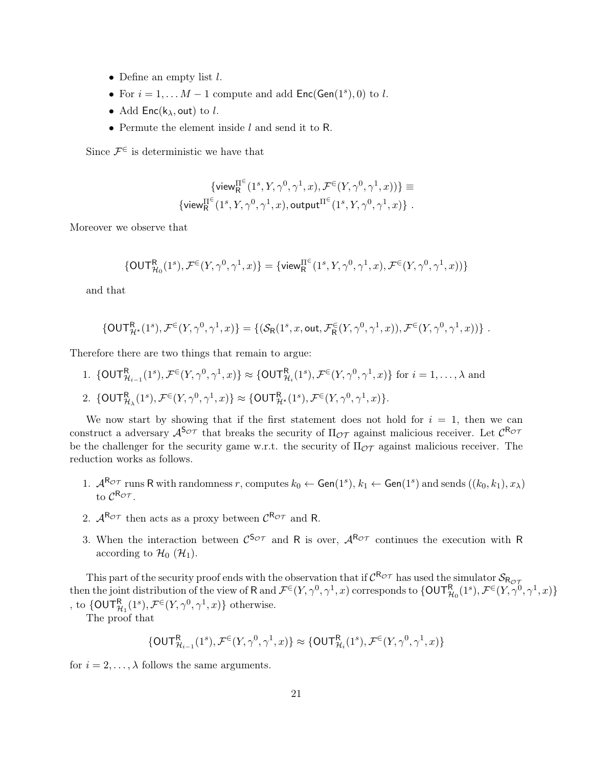- Define an empty list $l$.
- For $i = 1, \ldots M-1$ compute and add $\mathsf{Enc}(\mathsf{Gen}(1^s), 0)$ to $l$.
- Add $\mathsf{Enc}(\mathsf{k}_\lambda, \mathsf{out})$ to $l$.
- Permute the element inside $l$ and send it to $\mathsf{R}$.

Since $\mathcal{F}^{\in}$ is deterministic we have that

$$\{\mathsf{view}_{\mathsf{R}}^{\Pi^{\in}}(1^s, Y, \gamma^0, \gamma^1, x), \mathcal{F}^{\in}(Y, \gamma^0, \gamma^1, x))\} \equiv$$
$$\{\mathsf{view}_{\mathsf{R}}^{\Pi^{\in}}(1^s, Y, \gamma^0, \gamma^1, x), \mathsf{output}^{\Pi^{\in}}(1^s, Y, \gamma^0, \gamma^1, x)\} .$$

Moreover we observe that

$$\{\mathsf{OUT}_{\mathcal{H}_0}^{\mathsf{R}}(1^s), \mathcal{F}^{\in}(Y, \gamma^0, \gamma^1, x)\} = \{\mathsf{view}_{\mathsf{R}}^{\Pi^{\in}}(1^s, Y, \gamma^0, \gamma^1, x), \mathcal{F}^{\in}(Y, \gamma^0, \gamma^1, x))\}$$

and that

$$\{\mathsf{OUT}_{\mathcal{H}^\star}^{\mathsf{R}}(1^s), \mathcal{F}^{\in}(Y, \gamma^0, \gamma^1, x)\} = \{(\mathcal{S}_{\mathsf{R}}(1^s, x, \mathsf{out}, \mathcal{F}_{\mathsf{R}}^{\in}(Y, \gamma^0, \gamma^1, x)), \mathcal{F}^{\in}(Y, \gamma^0, \gamma^1, x))\} .$$

Therefore there are two things that remain to argue:

1. $\{\mathsf{OUT}_{\mathcal{H}_{i-1}}^{\mathsf{R}}(1^s), \mathcal{F}^{\in}(Y, \gamma^0, \gamma^1, x)\} \approx \{\mathsf{OUT}_{\mathcal{H}_i}^{\mathsf{R}}(1^s), \mathcal{F}^{\in}(Y, \gamma^0, \gamma^1, x)\}$ for $i = 1, \ldots, \lambda$ and
2. $\{\mathsf{OUT}_{\mathcal{H}_\lambda}^{\mathsf{R}}(1^s), \mathcal{F}^{\in}(Y, \gamma^0, \gamma^1, x)\} \approx \{\mathsf{OUT}_{\mathcal{H}^\star}^{\mathsf{R}}(1^s), \mathcal{F}^{\in}(Y, \gamma^0, \gamma^1, x)\}$.

We now start by showing that if the first statement does not hold for $i = 1$, then we can construct a adversary $\mathcal{A}^{\mathsf{S}_{\mathcal{OT}}}$ that breaks the security of $\Pi_{\mathcal{OT}}$ against malicious receiver. Let $\mathcal{C}^{\mathsf{R}_{\mathcal{OT}}}$ be the challenger for the security game w.r.t. the security of $\Pi_{\mathcal{OT}}$ against malicious receiver. The reduction works as follows.

1. $\mathcal{A}^{\mathsf{R}_{\mathcal{OT}}}$ runs $\mathsf{R}$ with randomness $r$, computes $k_0 \leftarrow \mathsf{Gen}(1^s)$, $k_1 \leftarrow \mathsf{Gen}(1^s)$ and sends $((k_0, k_1), x_\lambda)$ to $\mathcal{C}^{\mathsf{R}_{\mathcal{OT}}}$.
2. $\mathcal{A}^{\mathsf{R}_{\mathcal{OT}}}$ then acts as a proxy between $\mathcal{C}^{\mathsf{R}_{\mathcal{OT}}}$ and $\mathsf{R}$.
3. When the interaction between $\mathcal{C}^{\mathsf{S}_{\mathcal{OT}}}$ and $\mathsf{R}$ is over, $\mathcal{A}^{\mathsf{R}_{\mathcal{OT}}}$ continues the execution with $\mathsf{R}$ according to $\mathcal{H}_0$ ($\mathcal{H}_1$).

This part of the security proof ends with the observation that if $\mathcal{C}^{\mathsf{R}_{\mathcal{OT}}}$ has used the simulator $\mathcal{S}_{\mathsf{R}_{\mathcal{OT}}}$ then the joint distribution of the view of $\mathsf{R}$ and $\mathcal{F}^{\in}(Y, \gamma^0, \gamma^1, x)$ corresponds to $\{\mathsf{OUT}_{\mathcal{H}_0}^{\mathsf{R}}(1^s), \mathcal{F}^{\in}(Y, \gamma^0, \gamma^1, x)\}$ , to $\{\mathsf{OUT}_{\mathcal{H}_1}^{\mathsf{R}}(1^s), \mathcal{F}^{\in}(Y, \gamma^0, \gamma^1, x)\}$ otherwise.

The proof that

$$\{\mathsf{OUT}_{\mathcal{H}_{i-1}}^{\mathsf{R}}(1^s), \mathcal{F}^{\in}(Y, \gamma^0, \gamma^1, x)\} \approx \{\mathsf{OUT}_{\mathcal{H}_i}^{\mathsf{R}}(1^s), \mathcal{F}^{\in}(Y, \gamma^0, \gamma^1, x)\}$$

for $i = 2, \ldots, \lambda$ follows the same arguments.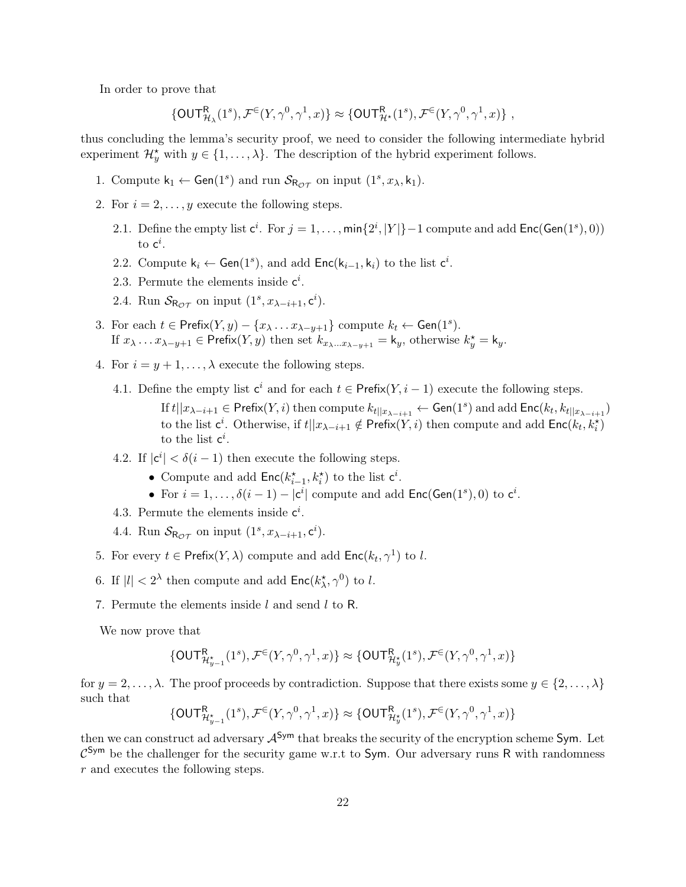In order to prove that

$$\{\mathsf{OUT}^{\mathsf{R}}_{\mathcal{H}_\lambda}(1^s), \mathcal{F}^{\in}(Y, \gamma^0, \gamma^1, x)\} \approx \{\mathsf{OUT}^{\mathsf{R}}_{\mathcal{H}^\star}(1^s), \mathcal{F}^{\in}(Y, \gamma^0, \gamma^1, x)\} ,$$

thus concluding the lemma's security proof, we need to consider the following intermediate hybrid experiment $\mathcal{H}^\star_y$ with $y \in \{1, \ldots, \lambda\}$. The description of the hybrid experiment follows.

1. Compute $\mathsf{k}_1 \leftarrow \mathsf{Gen}(1^s)$ and run $\mathcal{S}_{\mathsf{R}_{\mathcal{OT}}}$ on input $(1^s, x_\lambda, \mathsf{k}_1)$.
2. For $i = 2, \ldots, y$ execute the following steps.
   - 2.1. Define the empty list $\mathsf{c}^i$. For $j = 1, \ldots, \min\{2^i, |Y|\} - 1$ compute and add $\mathsf{Enc}(\mathsf{Gen}(1^s), 0))$ to $\mathsf{c}^i$.
   - 2.2. Compute $\mathsf{k}_i \leftarrow \mathsf{Gen}(1^s)$, and add $\mathsf{Enc}(\mathsf{k}_{i-1}, \mathsf{k}_i)$ to the list $\mathsf{c}^i$.
   - 2.3. Permute the elements inside $\mathsf{c}^i$.
   - 2.4. Run $\mathcal{S}_{\mathsf{R}_{\mathcal{OT}}}$ on input $(1^s, x_{\lambda-i+1}, \mathsf{c}^i)$.
3. For each $t \in \mathsf{Prefix}(Y, y) - \{x_\lambda \ldots x_{\lambda-y+1}\}$ compute $k_t \leftarrow \mathsf{Gen}(1^s)$.
   If $x_\lambda \ldots x_{\lambda-y+1} \in \mathsf{Prefix}(Y, y)$ then set $k_{x_\lambda \ldots x_{\lambda-y+1}} = \mathsf{k}_y$, otherwise $k^\star_y = \mathsf{k}_y$.
4. For $i = y+1, \ldots, \lambda$ execute the following steps.
   - 4.1. Define the empty list $\mathsf{c}^i$ and for each $t \in \mathsf{Prefix}(Y, i-1)$ execute the following steps.
     If $t||x_{\lambda-i+1} \in \mathsf{Prefix}(Y, i)$ then compute $k_{t||x_{\lambda-i+1}} \leftarrow \mathsf{Gen}(1^s)$ and add $\mathsf{Enc}(k_t, k_{t||x_{\lambda-i+1}})$ to the list $\mathsf{c}^i$. Otherwise, if $t||x_{\lambda-i+1} \notin \mathsf{Prefix}(Y, i)$ then compute and add $\mathsf{Enc}(k_t, k^\star_i)$ to the list $\mathsf{c}^i$.
   - 4.2. If $|\mathsf{c}^i| < \delta(i-1)$ then execute the following steps.
     - Compute and add $\mathsf{Enc}(k^\star_{i-1}, k^\star_i)$ to the list $\mathsf{c}^i$.
     - For $i = 1, \ldots, \delta(i-1) - |\mathsf{c}^i|$ compute and add $\mathsf{Enc}(\mathsf{Gen}(1^s), 0)$ to $\mathsf{c}^i$.
   - 4.3. Permute the elements inside $\mathsf{c}^i$.
   - 4.4. Run $\mathcal{S}_{\mathsf{R}_{\mathcal{OT}}}$ on input $(1^s, x_{\lambda-i+1}, \mathsf{c}^i)$.
5. For every $t \in \mathsf{Prefix}(Y, \lambda)$ compute and add $\mathsf{Enc}(k_t, \gamma^1)$ to $l$.
6. If $|l| < 2^\lambda$ then compute and add $\mathsf{Enc}(k^\star_\lambda, \gamma^0)$ to $l$.
7. Permute the elements inside $l$ and send $l$ to $\mathsf{R}$.

We now prove that

$$\{\mathsf{OUT}^{\mathsf{R}}_{\mathcal{H}^\star_{y-1}}(1^s), \mathcal{F}^{\in}(Y, \gamma^0, \gamma^1, x)\} \approx \{\mathsf{OUT}^{\mathsf{R}}_{\mathcal{H}^\star_y}(1^s), \mathcal{F}^{\in}(Y, \gamma^0, \gamma^1, x)\}$$

for $y = 2, \ldots, \lambda$. The proof proceeds by contradiction. Suppose that there exists some $y \in \{2, \ldots, \lambda\}$ such that

$$\{\mathsf{OUT}^{\mathsf{R}}_{\mathcal{H}^\star_{y-1}}(1^s), \mathcal{F}^{\in}(Y, \gamma^0, \gamma^1, x)\} \approx \{\mathsf{OUT}^{\mathsf{R}}_{\mathcal{H}^\star_y}(1^s), \mathcal{F}^{\in}(Y, \gamma^0, \gamma^1, x)\}$$

then we can construct ad adversary $\mathcal{A}^{\mathsf{Sym}}$ that breaks the security of the encryption scheme $\mathsf{Sym}$. Let $\mathcal{C}^{\mathsf{Sym}}$ be the challenger for the security game w.r.t to $\mathsf{Sym}$. Our adversary runs $\mathsf{R}$ with randomness $r$ and executes the following steps.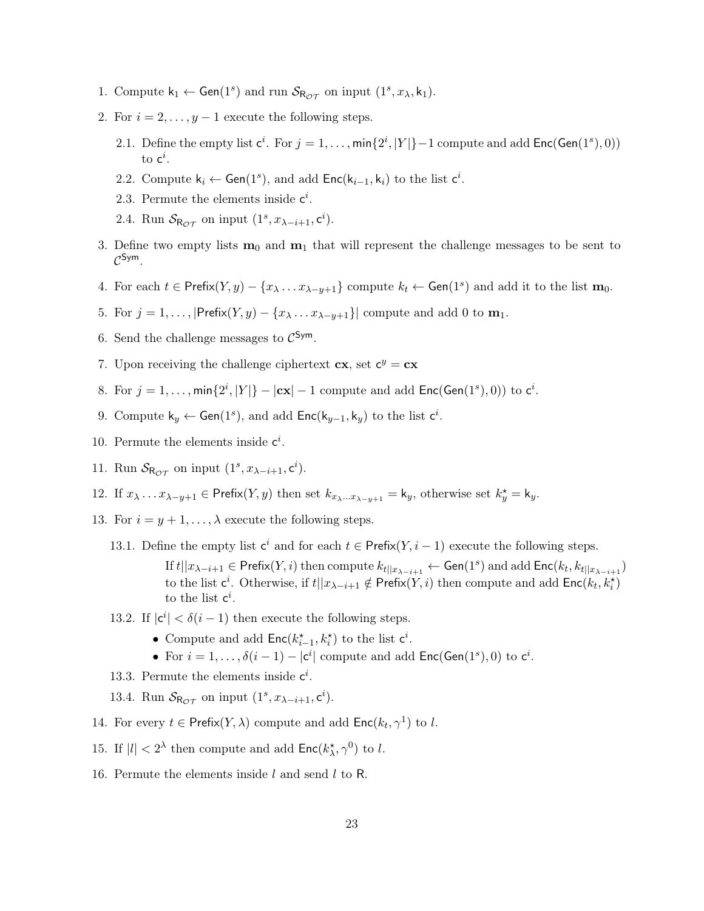1. Compute $\mathsf{k}_1 \leftarrow \mathsf{Gen}(1^s)$ and run $\mathcal{S}_{\mathsf{R}_{\mathcal{OT}}}$ on input $(1^s, x_\lambda, \mathsf{k}_1)$.
2. For $i = 2, \ldots, y-1$ execute the following steps.
   - 2.1. Define the empty list $\mathsf{c}^i$. For $j = 1, \ldots, \mathsf{min}\{2^i, |Y|\}-1$ compute and add $\mathsf{Enc}(\mathsf{Gen}(1^s), 0))$ to $\mathsf{c}^i$.
   - 2.2. Compute $\mathsf{k}_i \leftarrow \mathsf{Gen}(1^s)$, and add $\mathsf{Enc}(\mathsf{k}_{i-1}, \mathsf{k}_i)$ to the list $\mathsf{c}^i$.
   - 2.3. Permute the elements inside $\mathsf{c}^i$.
   - 2.4. Run $\mathcal{S}_{\mathsf{R}_{\mathcal{OT}}}$ on input $(1^s, x_{\lambda-i+1}, \mathsf{c}^i)$.
3. Define two empty lists $\mathbf{m}_0$ and $\mathbf{m}_1$ that will represent the challenge messages to be sent to $\mathcal{C}^{\mathsf{Sym}}$.
4. For each $t \in \mathsf{Prefix}(Y, y) - \{x_\lambda \ldots x_{\lambda-y+1}\}$ compute $k_t \leftarrow \mathsf{Gen}(1^s)$ and add it to the list $\mathbf{m}_0$.
5. For $j = 1, \ldots, |\mathsf{Prefix}(Y, y) - \{x_\lambda \ldots x_{\lambda-y+1}\}|$ compute and add 0 to $\mathbf{m}_1$.
6. Send the challenge messages to $\mathcal{C}^{\mathsf{Sym}}$.
7. Upon receiving the challenge ciphertext $\mathbf{cx}$, set $\mathsf{c}^y = \mathbf{cx}$
8. For $j = 1, \ldots, \mathsf{min}\{2^i, |Y|\} - |\mathbf{cx}| - 1$ compute and add $\mathsf{Enc}(\mathsf{Gen}(1^s), 0))$ to $\mathsf{c}^i$.
9. Compute $\mathsf{k}_y \leftarrow \mathsf{Gen}(1^s)$, and add $\mathsf{Enc}(\mathsf{k}_{y-1}, \mathsf{k}_y)$ to the list $\mathsf{c}^i$.
10. Permute the elements inside $\mathsf{c}^i$.
11. Run $\mathcal{S}_{\mathsf{R}_{\mathcal{OT}}}$ on input $(1^s, x_{\lambda-i+1}, \mathsf{c}^i)$.
12. If $x_\lambda \ldots x_{\lambda-y+1} \in \mathsf{Prefix}(Y, y)$ then set $k_{x_\lambda \ldots x_{\lambda-y+1}} = \mathsf{k}_y$, otherwise set $k^\star_y = \mathsf{k}_y$.
13. For $i = y+1, \ldots, \lambda$ execute the following steps.
   - 13.1. Define the empty list $\mathsf{c}^i$ and for each $t \in \mathsf{Prefix}(Y, i-1)$ execute the following steps.

     If $t||x_{\lambda-i+1} \in \mathsf{Prefix}(Y, i)$ then compute $k_{t||x_{\lambda-i+1}} \leftarrow \mathsf{Gen}(1^s)$ and add $\mathsf{Enc}(k_t, k_{t||x_{\lambda-i+1}})$ to the list $\mathsf{c}^i$. Otherwise, if $t||x_{\lambda-i+1} \notin \mathsf{Prefix}(Y, i)$ then compute and add $\mathsf{Enc}(k_t, k^\star_i)$ to the list $\mathsf{c}^i$.
   - 13.2. If $|\mathsf{c}^i| < \delta(i-1)$ then execute the following steps.
     - Compute and add $\mathsf{Enc}(k^\star_{i-1}, k^\star_i)$ to the list $\mathsf{c}^i$.
     - For $i = 1, \ldots, \delta(i-1) - |\mathsf{c}^i|$ compute and add $\mathsf{Enc}(\mathsf{Gen}(1^s), 0)$ to $\mathsf{c}^i$.
   - 13.3. Permute the elements inside $\mathsf{c}^i$.
   - 13.4. Run $\mathcal{S}_{\mathsf{R}_{\mathcal{OT}}}$ on input $(1^s, x_{\lambda-i+1}, \mathsf{c}^i)$.
14. For every $t \in \mathsf{Prefix}(Y, \lambda)$ compute and add $\mathsf{Enc}(k_t, \gamma^1)$ to $l$.
15. If $|l| < 2^\lambda$ then compute and add $\mathsf{Enc}(k^\star_\lambda, \gamma^0)$ to $l$.
16. Permute the elements inside $l$ and send $l$ to $\mathsf{R}$.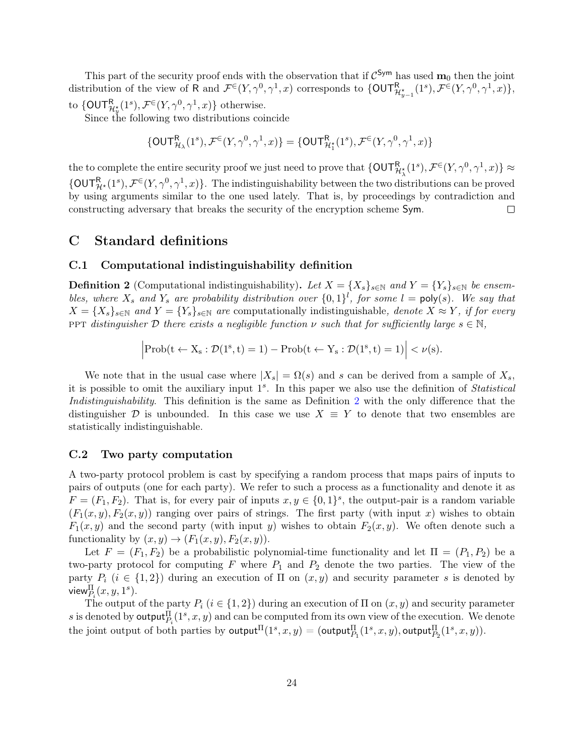This part of the security proof ends with the observation that if $\mathcal{C}^{\mathsf{Sym}}$ has used $\mathbf{m}_0$ then the joint distribution of the view of $\mathsf{R}$ and $\mathcal{F}^{\in}(Y, \gamma^0, \gamma^1, x)$ corresponds to $\{\mathsf{OUT}^{\mathsf{R}}_{\mathcal{H}^{\star}_{y-1}}(1^s), \mathcal{F}^{\in}(Y, \gamma^0, \gamma^1, x)\}$, to $\{\mathsf{OUT}^{\mathsf{R}}_{\mathcal{H}^{\star}_{y}}(1^s), \mathcal{F}^{\in}(Y, \gamma^0, \gamma^1, x)\}$ otherwise.

Since the following two distributions coincide

$$\{\mathsf{OUT}^{\mathsf{R}}_{\mathcal{H}_{\lambda}}(1^s), \mathcal{F}^{\in}(Y, \gamma^0, \gamma^1, x)\} = \{\mathsf{OUT}^{\mathsf{R}}_{\mathcal{H}^{\star}_{1}}(1^s), \mathcal{F}^{\in}(Y, \gamma^0, \gamma^1, x)\}$$

the to complete the entire security proof we just need to prove that $\{\mathsf{OUT}^{\mathsf{R}}_{\mathcal{H}^{\star}_{\lambda}}(1^s), \mathcal{F}^{\in}(Y, \gamma^0, \gamma^1, x)\} \approx \{\mathsf{OUT}^{\mathsf{R}}_{\mathcal{H}^{\star}}(1^s), \mathcal{F}^{\in}(Y, \gamma^0, \gamma^1, x)\}$. The indistinguishability between the two distributions can be proved by using arguments similar to the one used lately. That is, by proceedings by contradiction and constructing adversary that breaks the security of the encryption scheme $\mathsf{Sym}$. □

# C Standard definitions

## C.1 Computational indistinguishability definition

**Definition 2** (Computational indistinguishability)**.** *Let $X = \{X_s\}_{s\in\mathbb{N}}$ and $Y = \{Y_s\}_{s\in\mathbb{N}}$ be ensembles, where $X_s$ and $Y_s$ are probability distribution over $\{0,1\}^l$, for some $l = \mathsf{poly}(s)$. We say that $X = \{X_s\}_{s\in\mathbb{N}}$ and $Y = \{Y_s\}_{s\in\mathbb{N}}$ are* computationally indistinguishable*, denote $X \approx Y$, if for every* PPT *distinguisher $\mathcal{D}$ there exists a negligible function $\nu$ such that for sufficiently large $s \in \mathbb{N}$,*

$$\left|\mathrm{Prob}(t \leftarrow X_s : \mathcal{D}(1^s, t) = 1) - \mathrm{Prob}(t \leftarrow Y_s : \mathcal{D}(1^s, t) = 1)\right| < \nu(s).$$

We note that in the usual case where $|X_s| = \Omega(s)$ and $s$ can be derived from a sample of $X_s$, it is possible to omit the auxiliary input $1^s$. In this paper we also use the definition of *Statistical Indistinguishability*. This definition is the same as Definition 2 with the only difference that the distinguisher $\mathcal{D}$ is unbounded. In this case we use $X \equiv Y$ to denote that two ensembles are statistically indistinguishable.

## C.2 Two party computation

A two-party protocol problem is cast by specifying a random process that maps pairs of inputs to pairs of outputs (one for each party). We refer to such a process as a functionality and denote it as $F = (F_1, F_2)$. That is, for every pair of inputs $x, y \in \{0,1\}^s$, the output-pair is a random variable $(F_1(x,y), F_2(x,y))$ ranging over pairs of strings. The first party (with input $x$) wishes to obtain $F_1(x,y)$ and the second party (with input $y$) wishes to obtain $F_2(x,y)$. We often denote such a functionality by $(x,y) \rightarrow (F_1(x,y), F_2(x,y))$.

Let $F = (F_1, F_2)$ be a probabilistic polynomial-time functionality and let $\Pi = (P_1, P_2)$ be a two-party protocol for computing $F$ where $P_1$ and $P_2$ denote the two parties. The view of the party $P_i$ ($i \in \{1,2\}$) during an execution of $\Pi$ on $(x,y)$ and security parameter $s$ is denoted by $\mathsf{view}^{\Pi}_{P_i}(x, y, 1^s)$.

The output of the party $P_i$ ($i \in \{1,2\}$) during an execution of $\Pi$ on $(x,y)$ and security parameter $s$ is denoted by $\mathsf{output}^{\Pi}_{P_i}(1^s, x, y)$ and can be computed from its own view of the execution. We denote the joint output of both parties by $\mathsf{output}^{\Pi}(1^s, x, y) = (\mathsf{output}^{\Pi}_{P_1}(1^s, x, y), \mathsf{output}^{\Pi}_{P_2}(1^s, x, y))$.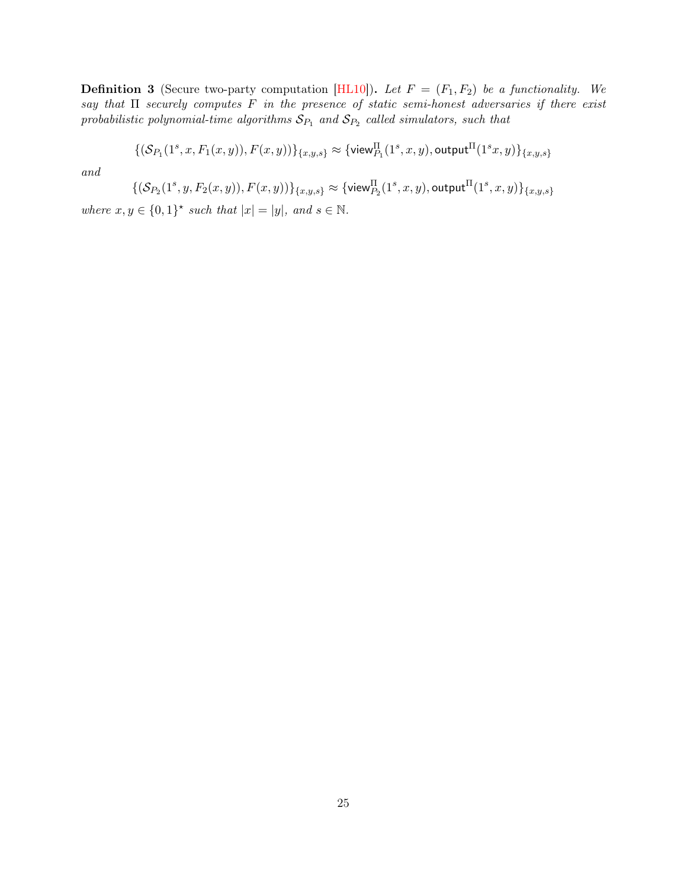**Definition 3** (Secure two-party computation [HL10]). *Let $F = (F_1, F_2)$ be a functionality. We say that $\Pi$ securely computes $F$ in the presence of static semi-honest adversaries if there exist probabilistic polynomial-time algorithms $\mathcal{S}_{P_1}$ and $\mathcal{S}_{P_2}$ called simulators, such that*

$$\{(\mathcal{S}_{P_1}(1^s, x, F_1(x,y)), F(x,y))\}_{\{x,y,s\}} \approx \{\mathsf{view}^{\Pi}_{P_1}(1^s, x, y), \mathsf{output}^{\Pi}(1^s x, y)\}_{\{x,y,s\}}$$

*and*

$$\{(\mathcal{S}_{P_2}(1^s, y, F_2(x,y)), F(x,y))\}_{\{x,y,s\}} \approx \{\mathsf{view}^{\Pi}_{P_2}(1^s, x, y), \mathsf{output}^{\Pi}(1^s, x, y)\}_{\{x,y,s\}}$$

*where $x, y \in \{0,1\}^\star$ such that $|x| = |y|$, and $s \in \mathbb{N}$.*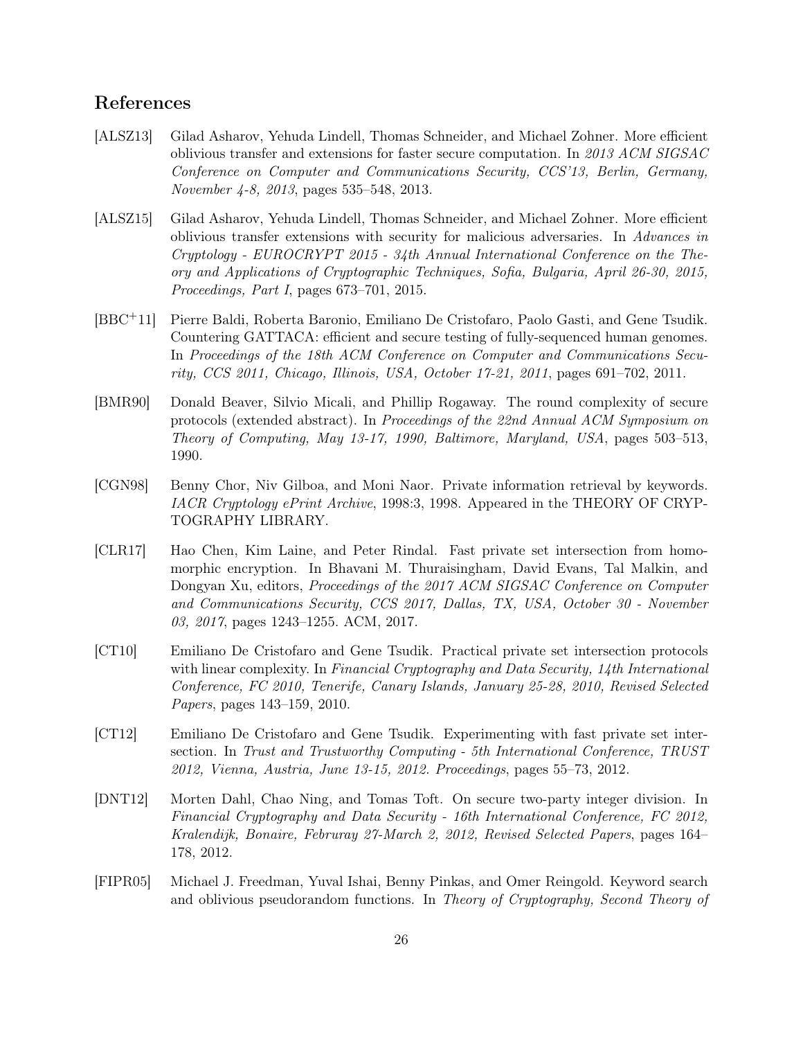## References

[ALSZ13] Gilad Asharov, Yehuda Lindell, Thomas Schneider, and Michael Zohner. More efficient oblivious transfer and extensions for faster secure computation. In *2013 ACM SIGSAC Conference on Computer and Communications Security, CCS'13, Berlin, Germany, November 4-8, 2013*, pages 535–548, 2013.

[ALSZ15] Gilad Asharov, Yehuda Lindell, Thomas Schneider, and Michael Zohner. More efficient oblivious transfer extensions with security for malicious adversaries. In *Advances in Cryptology - EUROCRYPT 2015 - 34th Annual International Conference on the Theory and Applications of Cryptographic Techniques, Sofia, Bulgaria, April 26-30, 2015, Proceedings, Part I*, pages 673–701, 2015.

[BBC+11] Pierre Baldi, Roberta Baronio, Emiliano De Cristofaro, Paolo Gasti, and Gene Tsudik. Countering GATTACA: efficient and secure testing of fully-sequenced human genomes. In *Proceedings of the 18th ACM Conference on Computer and Communications Security, CCS 2011, Chicago, Illinois, USA, October 17-21, 2011*, pages 691–702, 2011.

[BMR90] Donald Beaver, Silvio Micali, and Phillip Rogaway. The round complexity of secure protocols (extended abstract). In *Proceedings of the 22nd Annual ACM Symposium on Theory of Computing, May 13-17, 1990, Baltimore, Maryland, USA*, pages 503–513, 1990.

[CGN98] Benny Chor, Niv Gilboa, and Moni Naor. Private information retrieval by keywords. *IACR Cryptology ePrint Archive*, 1998:3, 1998. Appeared in the THEORY OF CRYPTOGRAPHY LIBRARY.

[CLR17] Hao Chen, Kim Laine, and Peter Rindal. Fast private set intersection from homomorphic encryption. In Bhavani M. Thuraisingham, David Evans, Tal Malkin, and Dongyan Xu, editors, *Proceedings of the 2017 ACM SIGSAC Conference on Computer and Communications Security, CCS 2017, Dallas, TX, USA, October 30 - November 03, 2017*, pages 1243–1255. ACM, 2017.

[CT10] Emiliano De Cristofaro and Gene Tsudik. Practical private set intersection protocols with linear complexity. In *Financial Cryptography and Data Security, 14th International Conference, FC 2010, Tenerife, Canary Islands, January 25-28, 2010, Revised Selected Papers*, pages 143–159, 2010.

[CT12] Emiliano De Cristofaro and Gene Tsudik. Experimenting with fast private set intersection. In *Trust and Trustworthy Computing - 5th International Conference, TRUST 2012, Vienna, Austria, June 13-15, 2012. Proceedings*, pages 55–73, 2012.

[DNT12] Morten Dahl, Chao Ning, and Tomas Toft. On secure two-party integer division. In *Financial Cryptography and Data Security - 16th International Conference, FC 2012, Kralendijk, Bonaire, Februray 27-March 2, 2012, Revised Selected Papers*, pages 164–178, 2012.

[FIPR05] Michael J. Freedman, Yuval Ishai, Benny Pinkas, and Omer Reingold. Keyword search and oblivious pseudorandom functions. In *Theory of Cryptography, Second Theory of*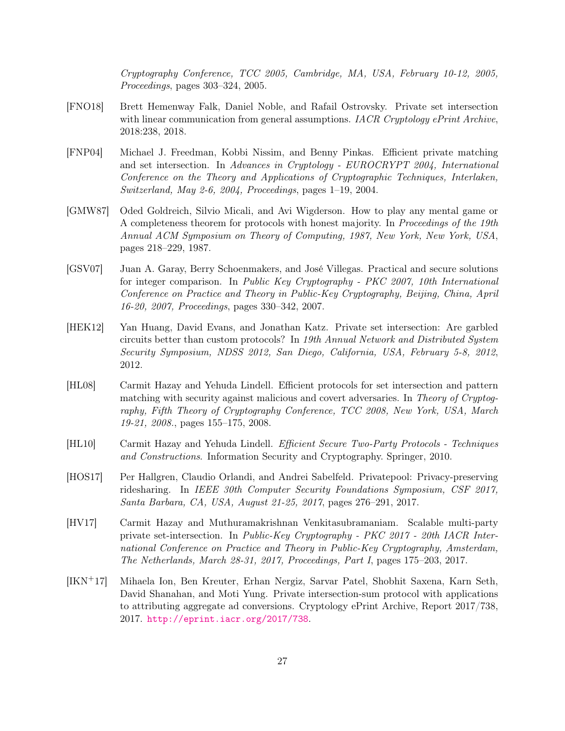*Cryptography Conference, TCC 2005, Cambridge, MA, USA, February 10-12, 2005, Proceedings*, pages 303–324, 2005.

[FNO18] Brett Hemenway Falk, Daniel Noble, and Rafail Ostrovsky. Private set intersection with linear communication from general assumptions. *IACR Cryptology ePrint Archive*, 2018:238, 2018.

[FNP04] Michael J. Freedman, Kobbi Nissim, and Benny Pinkas. Efficient private matching and set intersection. In *Advances in Cryptology - EUROCRYPT 2004, International Conference on the Theory and Applications of Cryptographic Techniques, Interlaken, Switzerland, May 2-6, 2004, Proceedings*, pages 1–19, 2004.

[GMW87] Oded Goldreich, Silvio Micali, and Avi Wigderson. How to play any mental game or A completeness theorem for protocols with honest majority. In *Proceedings of the 19th Annual ACM Symposium on Theory of Computing, 1987, New York, New York, USA*, pages 218–229, 1987.

[GSV07] Juan A. Garay, Berry Schoenmakers, and José Villegas. Practical and secure solutions for integer comparison. In *Public Key Cryptography - PKC 2007, 10th International Conference on Practice and Theory in Public-Key Cryptography, Beijing, China, April 16-20, 2007, Proceedings*, pages 330–342, 2007.

[HEK12] Yan Huang, David Evans, and Jonathan Katz. Private set intersection: Are garbled circuits better than custom protocols? In *19th Annual Network and Distributed System Security Symposium, NDSS 2012, San Diego, California, USA, February 5-8, 2012*, 2012.

[HL08] Carmit Hazay and Yehuda Lindell. Efficient protocols for set intersection and pattern matching with security against malicious and covert adversaries. In *Theory of Cryptography, Fifth Theory of Cryptography Conference, TCC 2008, New York, USA, March 19-21, 2008.*, pages 155–175, 2008.

[HL10] Carmit Hazay and Yehuda Lindell. *Efficient Secure Two-Party Protocols - Techniques and Constructions*. Information Security and Cryptography. Springer, 2010.

[HOS17] Per Hallgren, Claudio Orlandi, and Andrei Sabelfeld. Privatepool: Privacy-preserving ridesharing. In *IEEE 30th Computer Security Foundations Symposium, CSF 2017, Santa Barbara, CA, USA, August 21-25, 2017*, pages 276–291, 2017.

[HV17] Carmit Hazay and Muthuramakrishnan Venkitasubramaniam. Scalable multi-party private set-intersection. In *Public-Key Cryptography - PKC 2017 - 20th IACR International Conference on Practice and Theory in Public-Key Cryptography, Amsterdam, The Netherlands, March 28-31, 2017, Proceedings, Part I*, pages 175–203, 2017.

[IKN+17] Mihaela Ion, Ben Kreuter, Erhan Nergiz, Sarvar Patel, Shobhit Saxena, Karn Seth, David Shanahan, and Moti Yung. Private intersection-sum protocol with applications to attributing aggregate ad conversions. Cryptology ePrint Archive, Report 2017/738, 2017. http://eprint.iacr.org/2017/738.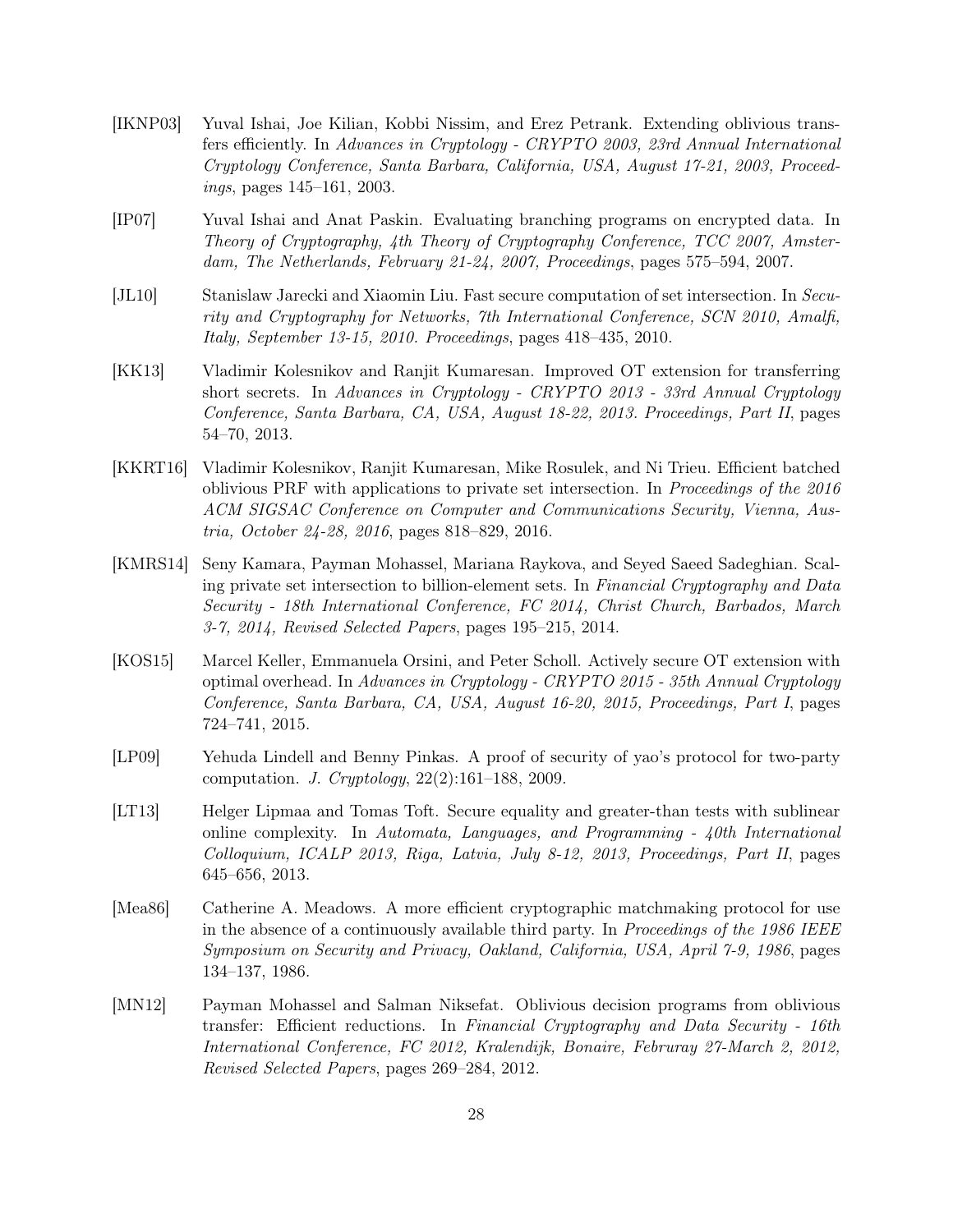[IKNP03] Yuval Ishai, Joe Kilian, Kobbi Nissim, and Erez Petrank. Extending oblivious transfers efficiently. In *Advances in Cryptology - CRYPTO 2003, 23rd Annual International Cryptology Conference, Santa Barbara, California, USA, August 17-21, 2003, Proceedings*, pages 145–161, 2003.

[IP07] Yuval Ishai and Anat Paskin. Evaluating branching programs on encrypted data. In *Theory of Cryptography, 4th Theory of Cryptography Conference, TCC 2007, Amsterdam, The Netherlands, February 21-24, 2007, Proceedings*, pages 575–594, 2007.

[JL10] Stanislaw Jarecki and Xiaomin Liu. Fast secure computation of set intersection. In *Security and Cryptography for Networks, 7th International Conference, SCN 2010, Amalfi, Italy, September 13-15, 2010. Proceedings*, pages 418–435, 2010.

[KK13] Vladimir Kolesnikov and Ranjit Kumaresan. Improved OT extension for transferring short secrets. In *Advances in Cryptology - CRYPTO 2013 - 33rd Annual Cryptology Conference, Santa Barbara, CA, USA, August 18-22, 2013. Proceedings, Part II*, pages 54–70, 2013.

[KKRT16] Vladimir Kolesnikov, Ranjit Kumaresan, Mike Rosulek, and Ni Trieu. Efficient batched oblivious PRF with applications to private set intersection. In *Proceedings of the 2016 ACM SIGSAC Conference on Computer and Communications Security, Vienna, Austria, October 24-28, 2016*, pages 818–829, 2016.

[KMRS14] Seny Kamara, Payman Mohassel, Mariana Raykova, and Seyed Saeed Sadeghian. Scaling private set intersection to billion-element sets. In *Financial Cryptography and Data Security - 18th International Conference, FC 2014, Christ Church, Barbados, March 3-7, 2014, Revised Selected Papers*, pages 195–215, 2014.

[KOS15] Marcel Keller, Emmanuela Orsini, and Peter Scholl. Actively secure OT extension with optimal overhead. In *Advances in Cryptology - CRYPTO 2015 - 35th Annual Cryptology Conference, Santa Barbara, CA, USA, August 16-20, 2015, Proceedings, Part I*, pages 724–741, 2015.

[LP09] Yehuda Lindell and Benny Pinkas. A proof of security of yao's protocol for two-party computation. *J. Cryptology*, 22(2):161–188, 2009.

[LT13] Helger Lipmaa and Tomas Toft. Secure equality and greater-than tests with sublinear online complexity. In *Automata, Languages, and Programming - 40th International Colloquium, ICALP 2013, Riga, Latvia, July 8-12, 2013, Proceedings, Part II*, pages 645–656, 2013.

[Mea86] Catherine A. Meadows. A more efficient cryptographic matchmaking protocol for use in the absence of a continuously available third party. In *Proceedings of the 1986 IEEE Symposium on Security and Privacy, Oakland, California, USA, April 7-9, 1986*, pages 134–137, 1986.

[MN12] Payman Mohassel and Salman Niksefat. Oblivious decision programs from oblivious transfer: Efficient reductions. In *Financial Cryptography and Data Security - 16th International Conference, FC 2012, Kralendijk, Bonaire, Februray 27-March 2, 2012, Revised Selected Papers*, pages 269–284, 2012.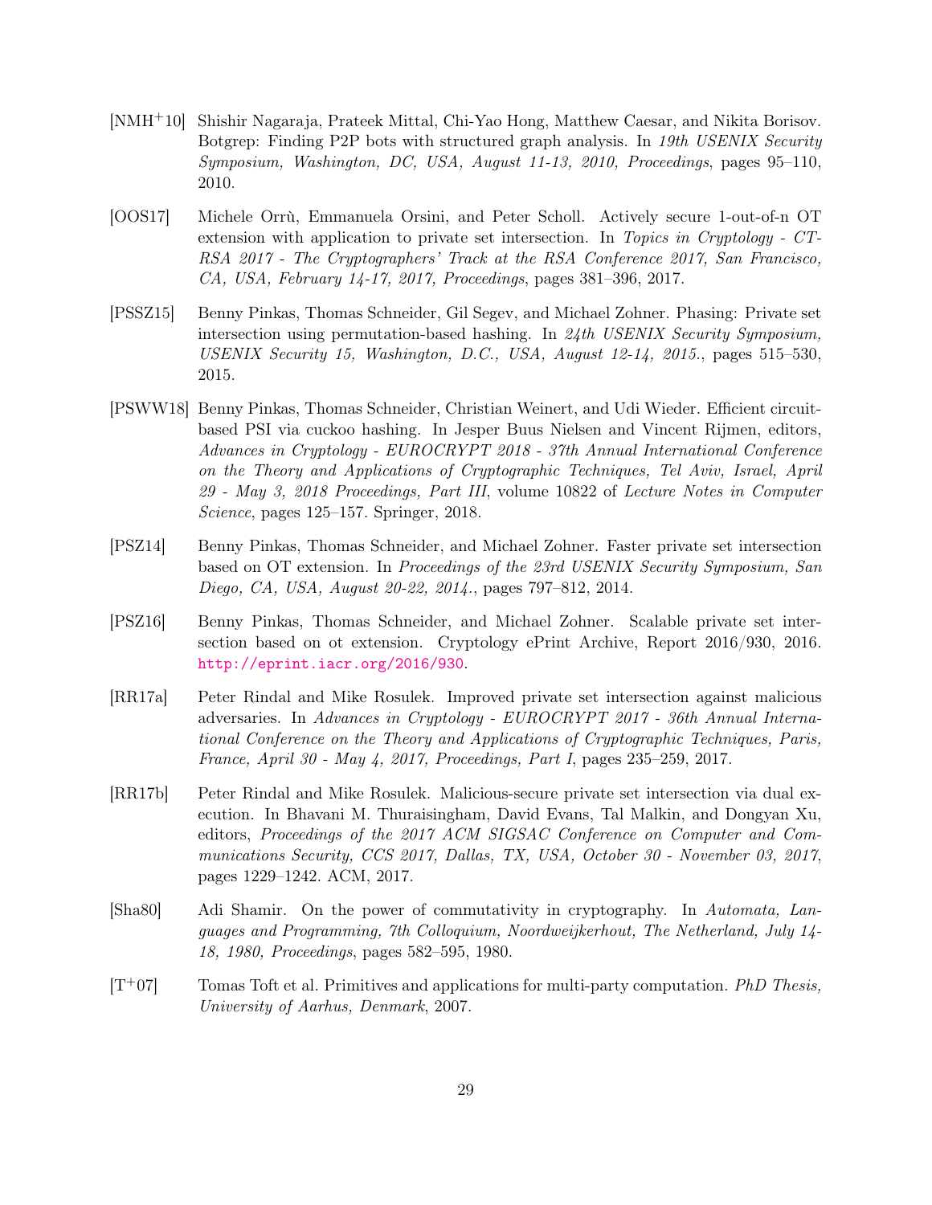[NMH+10] Shishir Nagaraja, Prateek Mittal, Chi-Yao Hong, Matthew Caesar, and Nikita Borisov. Botgrep: Finding P2P bots with structured graph analysis. In *19th USENIX Security Symposium, Washington, DC, USA, August 11-13, 2010, Proceedings*, pages 95–110, 2010.

[OOS17] Michele Orrù, Emmanuela Orsini, and Peter Scholl. Actively secure 1-out-of-n OT extension with application to private set intersection. In *Topics in Cryptology - CT-RSA 2017 - The Cryptographers' Track at the RSA Conference 2017, San Francisco, CA, USA, February 14-17, 2017, Proceedings*, pages 381–396, 2017.

[PSSZ15] Benny Pinkas, Thomas Schneider, Gil Segev, and Michael Zohner. Phasing: Private set intersection using permutation-based hashing. In *24th USENIX Security Symposium, USENIX Security 15, Washington, D.C., USA, August 12-14, 2015.*, pages 515–530, 2015.

[PSWW18] Benny Pinkas, Thomas Schneider, Christian Weinert, and Udi Wieder. Efficient circuit-based PSI via cuckoo hashing. In Jesper Buus Nielsen and Vincent Rijmen, editors, *Advances in Cryptology - EUROCRYPT 2018 - 37th Annual International Conference on the Theory and Applications of Cryptographic Techniques, Tel Aviv, Israel, April 29 - May 3, 2018 Proceedings, Part III*, volume 10822 of *Lecture Notes in Computer Science*, pages 125–157. Springer, 2018.

[PSZ14] Benny Pinkas, Thomas Schneider, and Michael Zohner. Faster private set intersection based on OT extension. In *Proceedings of the 23rd USENIX Security Symposium, San Diego, CA, USA, August 20-22, 2014.*, pages 797–812, 2014.

[PSZ16] Benny Pinkas, Thomas Schneider, and Michael Zohner. Scalable private set intersection based on ot extension. Cryptology ePrint Archive, Report 2016/930, 2016. http://eprint.iacr.org/2016/930.

[RR17a] Peter Rindal and Mike Rosulek. Improved private set intersection against malicious adversaries. In *Advances in Cryptology - EUROCRYPT 2017 - 36th Annual International Conference on the Theory and Applications of Cryptographic Techniques, Paris, France, April 30 - May 4, 2017, Proceedings, Part I*, pages 235–259, 2017.

[RR17b] Peter Rindal and Mike Rosulek. Malicious-secure private set intersection via dual execution. In Bhavani M. Thuraisingham, David Evans, Tal Malkin, and Dongyan Xu, editors, *Proceedings of the 2017 ACM SIGSAC Conference on Computer and Communications Security, CCS 2017, Dallas, TX, USA, October 30 - November 03, 2017*, pages 1229–1242. ACM, 2017.

[Sha80] Adi Shamir. On the power of commutativity in cryptography. In *Automata, Languages and Programming, 7th Colloquium, Noordweijkerhout, The Netherland, July 14-18, 1980, Proceedings*, pages 582–595, 1980.

[T+07] Tomas Toft et al. Primitives and applications for multi-party computation. *PhD Thesis, University of Aarhus, Denmark*, 2007.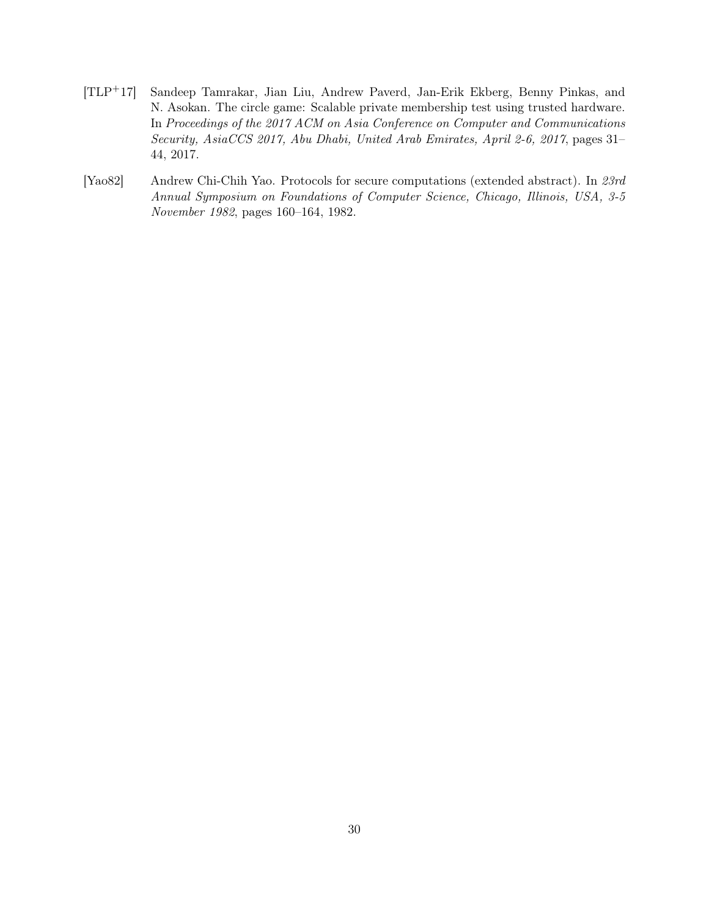[TLP+17] Sandeep Tamrakar, Jian Liu, Andrew Paverd, Jan-Erik Ekberg, Benny Pinkas, and N. Asokan. The circle game: Scalable private membership test using trusted hardware. In *Proceedings of the 2017 ACM on Asia Conference on Computer and Communications Security, AsiaCCS 2017, Abu Dhabi, United Arab Emirates, April 2-6, 2017*, pages 31–44, 2017.

[Yao82] Andrew Chi-Chih Yao. Protocols for secure computations (extended abstract). In *23rd Annual Symposium on Foundations of Computer Science, Chicago, Illinois, USA, 3-5 November 1982*, pages 160–164, 1982.